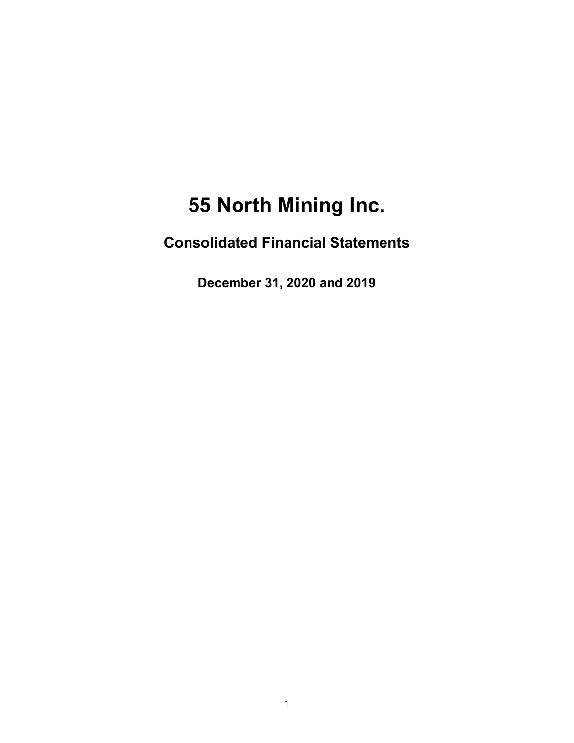# 55 North Mining Inc.

## Consolidated Financial Statements

### December 31, 2020 and 2019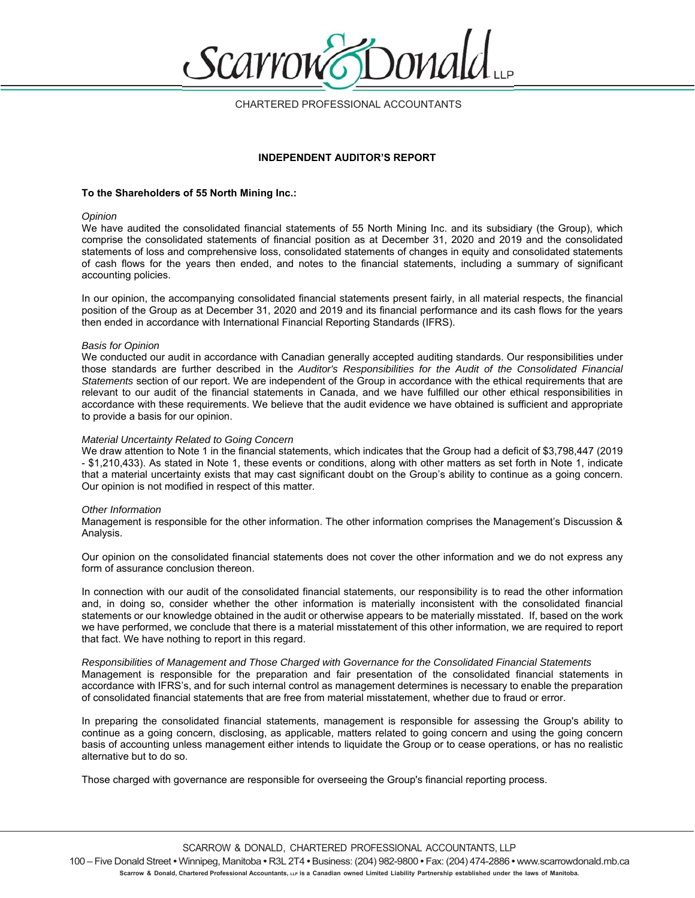Scarrow & Donald LLP

CHARTERED PROFESSIONAL ACCOUNTANTS

# INDEPENDENT AUDITOR'S REPORT

**To the Shareholders of 55 North Mining Inc.:**

*Opinion*

We have audited the consolidated financial statements of 55 North Mining Inc. and its subsidiary (the Group), which comprise the consolidated statements of financial position as at December 31, 2020 and 2019 and the consolidated statements of loss and comprehensive loss, consolidated statements of changes in equity and consolidated statements of cash flows for the years then ended, and notes to the financial statements, including a summary of significant accounting policies.

In our opinion, the accompanying consolidated financial statements present fairly, in all material respects, the financial position of the Group as at December 31, 2020 and 2019 and its financial performance and its cash flows for the years then ended in accordance with International Financial Reporting Standards (IFRS).

*Basis for Opinion*

We conducted our audit in accordance with Canadian generally accepted auditing standards. Our responsibilities under those standards are further described in the *Auditor's Responsibilities for the Audit of the Consolidated Financial Statements* section of our report. We are independent of the Group in accordance with the ethical requirements that are relevant to our audit of the financial statements in Canada, and we have fulfilled our other ethical responsibilities in accordance with these requirements. We believe that the audit evidence we have obtained is sufficient and appropriate to provide a basis for our opinion.

*Material Uncertainty Related to Going Concern*

We draw attention to Note 1 in the financial statements, which indicates that the Group had a deficit of $3,798,447 (2019 - $1,210,433). As stated in Note 1, these events or conditions, along with other matters as set forth in Note 1, indicate that a material uncertainty exists that may cast significant doubt on the Group's ability to continue as a going concern. Our opinion is not modified in respect of this matter.

*Other Information*

Management is responsible for the other information. The other information comprises the Management's Discussion & Analysis.

Our opinion on the consolidated financial statements does not cover the other information and we do not express any form of assurance conclusion thereon.

In connection with our audit of the consolidated financial statements, our responsibility is to read the other information and, in doing so, consider whether the other information is materially inconsistent with the consolidated financial statements or our knowledge obtained in the audit or otherwise appears to be materially misstated. If, based on the work we have performed, we conclude that there is a material misstatement of this other information, we are required to report that fact. We have nothing to report in this regard.

*Responsibilities of Management and Those Charged with Governance for the Consolidated Financial Statements*

Management is responsible for the preparation and fair presentation of the consolidated financial statements in accordance with IFRS's, and for such internal control as management determines is necessary to enable the preparation of consolidated financial statements that are free from material misstatement, whether due to fraud or error.

In preparing the consolidated financial statements, management is responsible for assessing the Group's ability to continue as a going concern, disclosing, as applicable, matters related to going concern and using the going concern basis of accounting unless management either intends to liquidate the Group or to cease operations, or has no realistic alternative but to do so.

Those charged with governance are responsible for overseeing the Group's financial reporting process.

SCARROW & DONALD, CHARTERED PROFESSIONAL ACCOUNTANTS, LLP

100 – Five Donald Street • Winnipeg, Manitoba • R3L 2T4 • Business: (204) 982-9800 • Fax: (204) 474-2886 • www.scarrowdonald.mb.ca

**Scarrow & Donald, Chartered Professional Accountants, LLP is a Canadian owned Limited Liability Partnership established under the laws of Manitoba.**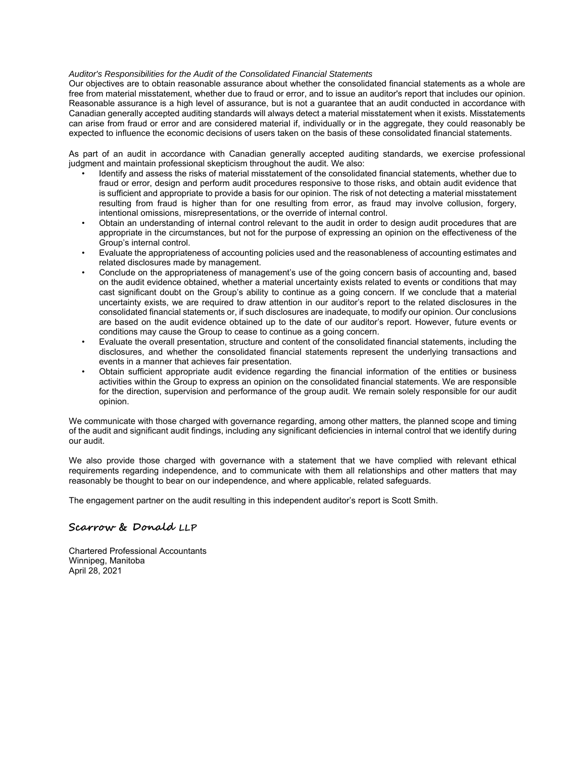*Auditor's Responsibilities for the Audit of the Consolidated Financial Statements*

Our objectives are to obtain reasonable assurance about whether the consolidated financial statements as a whole are free from material misstatement, whether due to fraud or error, and to issue an auditor's report that includes our opinion. Reasonable assurance is a high level of assurance, but is not a guarantee that an audit conducted in accordance with Canadian generally accepted auditing standards will always detect a material misstatement when it exists. Misstatements can arise from fraud or error and are considered material if, individually or in the aggregate, they could reasonably be expected to influence the economic decisions of users taken on the basis of these consolidated financial statements.

As part of an audit in accordance with Canadian generally accepted auditing standards, we exercise professional judgment and maintain professional skepticism throughout the audit. We also:

- Identify and assess the risks of material misstatement of the consolidated financial statements, whether due to fraud or error, design and perform audit procedures responsive to those risks, and obtain audit evidence that is sufficient and appropriate to provide a basis for our opinion. The risk of not detecting a material misstatement resulting from fraud is higher than for one resulting from error, as fraud may involve collusion, forgery, intentional omissions, misrepresentations, or the override of internal control.
- Obtain an understanding of internal control relevant to the audit in order to design audit procedures that are appropriate in the circumstances, but not for the purpose of expressing an opinion on the effectiveness of the Group's internal control.
- Evaluate the appropriateness of accounting policies used and the reasonableness of accounting estimates and related disclosures made by management.
- Conclude on the appropriateness of management's use of the going concern basis of accounting and, based on the audit evidence obtained, whether a material uncertainty exists related to events or conditions that may cast significant doubt on the Group's ability to continue as a going concern. If we conclude that a material uncertainty exists, we are required to draw attention in our auditor's report to the related disclosures in the consolidated financial statements or, if such disclosures are inadequate, to modify our opinion. Our conclusions are based on the audit evidence obtained up to the date of our auditor's report. However, future events or conditions may cause the Group to cease to continue as a going concern.
- Evaluate the overall presentation, structure and content of the consolidated financial statements, including the disclosures, and whether the consolidated financial statements represent the underlying transactions and events in a manner that achieves fair presentation.
- Obtain sufficient appropriate audit evidence regarding the financial information of the entities or business activities within the Group to express an opinion on the consolidated financial statements. We are responsible for the direction, supervision and performance of the group audit. We remain solely responsible for our audit opinion.

We communicate with those charged with governance regarding, among other matters, the planned scope and timing of the audit and significant audit findings, including any significant deficiencies in internal control that we identify during our audit.

We also provide those charged with governance with a statement that we have complied with relevant ethical requirements regarding independence, and to communicate with them all relationships and other matters that may reasonably be thought to bear on our independence, and where applicable, related safeguards.

The engagement partner on the audit resulting in this independent auditor's report is Scott Smith.

**Scarrow & Donald LLP**

Chartered Professional Accountants
Winnipeg, Manitoba
April 28, 2021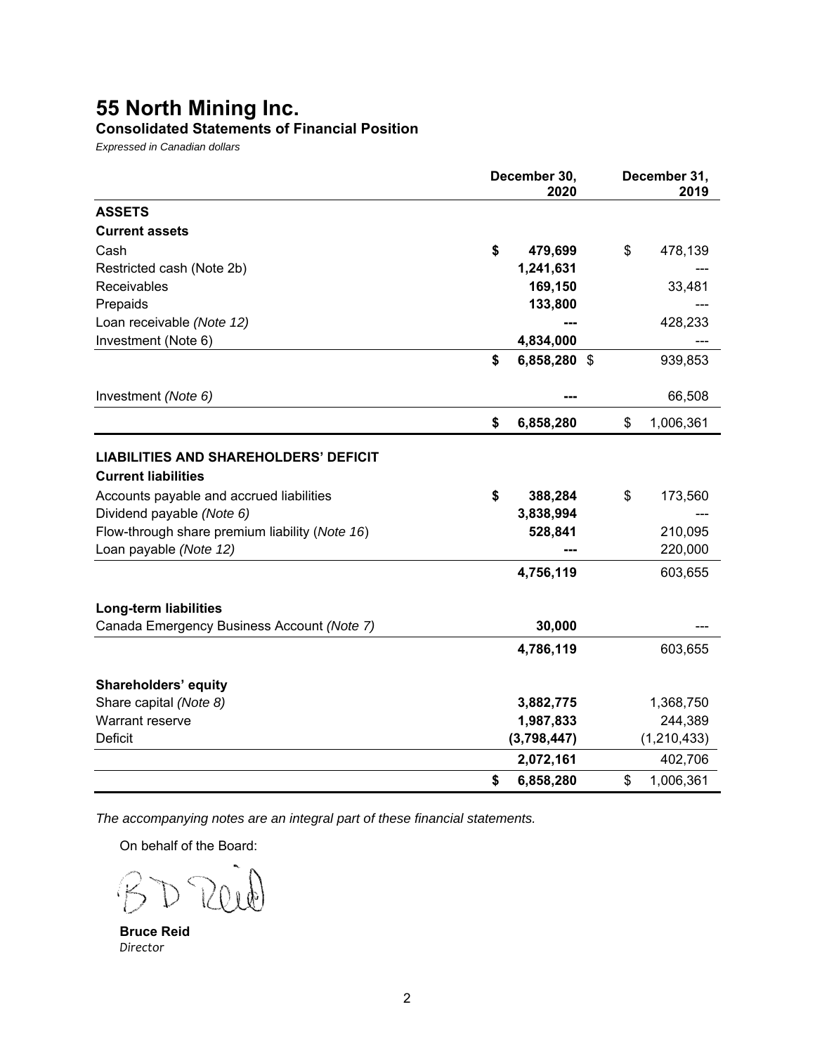# 55 North Mining Inc.

## Consolidated Statements of Financial Position

*Expressed in Canadian dollars*

| | December 30, 2020 | December 31, 2019 |
|---|---|---|
| **ASSETS** | | |
| **Current assets** | | |
| Cash | **$ 479,699** | $ 478,139 |
| Restricted cash (Note 2b) | **1,241,631** | --- |
| Receivables | **169,150** | 33,481 |
| Prepaids | **133,800** | --- |
| Loan receivable *(Note 12)* | **---** | 428,233 |
| Investment (Note 6) | **4,834,000** | --- |
| | **$ 6,858,280** | $ 939,853 |
| Investment *(Note 6)* | **---** | 66,508 |
| | **$ 6,858,280** | $ 1,006,361 |
| **LIABILITIES AND SHAREHOLDERS' DEFICIT** | | |
| **Current liabilities** | | |
| Accounts payable and accrued liabilities | **$ 388,284** | $ 173,560 |
| Dividend payable *(Note 6)* | **3,838,994** | --- |
| Flow-through share premium liability (*Note 16*) | **528,841** | 210,095 |
| Loan payable *(Note 12)* | **---** | 220,000 |
| | **4,756,119** | 603,655 |
| **Long-term liabilities** | | |
| Canada Emergency Business Account *(Note 7)* | **30,000** | --- |
| | **4,786,119** | 603,655 |
| **Shareholders' equity** | | |
| Share capital *(Note 8)* | **3,882,775** | 1,368,750 |
| Warrant reserve | **1,987,833** | 244,389 |
| Deficit | **(3,798,447)** | (1,210,433) |
| | **2,072,161** | 402,706 |
| | **$ 6,858,280** | $ 1,006,361 |

*The accompanying notes are an integral part of these financial statements.*

On behalf of the Board:

**Bruce Reid**
*Director*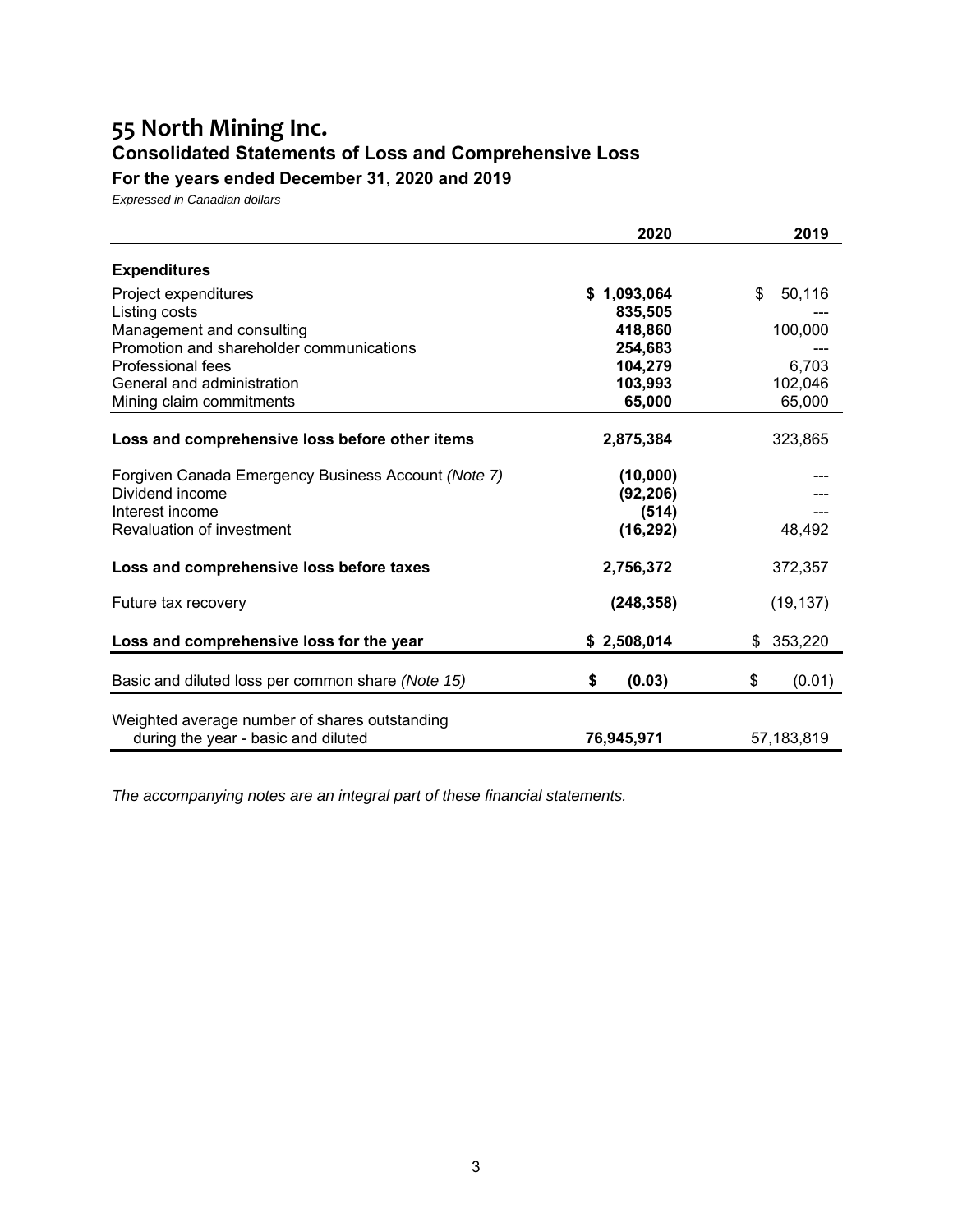# 55 North Mining Inc.

## Consolidated Statements of Loss and Comprehensive Loss

### For the years ended December 31, 2020 and 2019

*Expressed in Canadian dollars*

| | 2020 | 2019 |
|---|---|---|
| **Expenditures** | | |
| Project expenditures | **$ 1,093,064** | $ 50,116 |
| Listing costs | **835,505** | --- |
| Management and consulting | **418,860** | 100,000 |
| Promotion and shareholder communications | **254,683** | --- |
| Professional fees | **104,279** | 6,703 |
| General and administration | **103,993** | 102,046 |
| Mining claim commitments | **65,000** | 65,000 |
| **Loss and comprehensive loss before other items** | **2,875,384** | 323,865 |
| Forgiven Canada Emergency Business Account *(Note 7)* | **(10,000)** | --- |
| Dividend income | **(92,206)** | --- |
| Interest income | **(514)** | --- |
| Revaluation of investment | **(16,292)** | 48,492 |
| **Loss and comprehensive loss before taxes** | **2,756,372** | 372,357 |
| Future tax recovery | **(248,358)** | (19,137) |
| **Loss and comprehensive loss for the year** | **$ 2,508,014** | $ 353,220 |
| Basic and diluted loss per common share *(Note 15)* | **$ (0.03)** | $ (0.01) |
| Weighted average number of shares outstanding during the year - basic and diluted | **76,945,971** | 57,183,819 |

*The accompanying notes are an integral part of these financial statements.*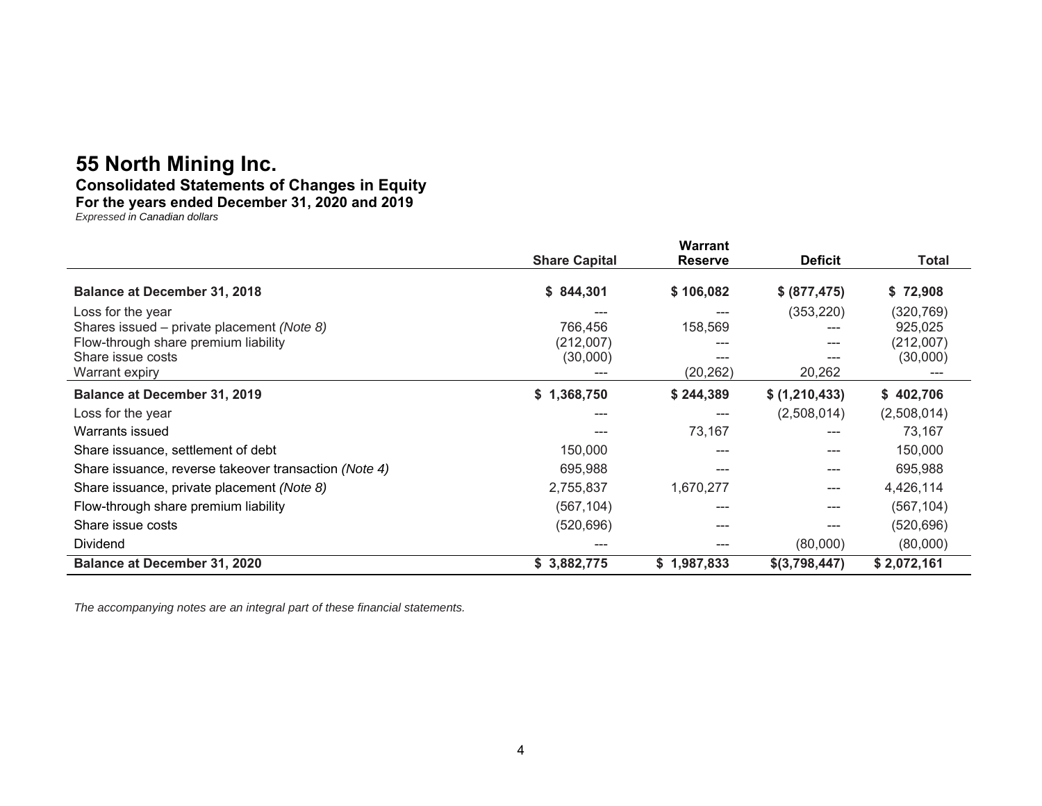# 55 North Mining Inc.

### Consolidated Statements of Changes in Equity

### For the years ended December 31, 2020 and 2019

*Expressed in Canadian dollars*

| | Share Capital | Warrant Reserve | Deficit | Total |
|---|---|---|---|---|
| **Balance at December 31, 2018** | **$ 844,301** | **$ 106,082** | **$ (877,475)** | **$ 72,908** |
| Loss for the year | --- | --- | (353,220) | (320,769) |
| Shares issued – private placement *(Note 8)* | 766,456 | 158,569 | --- | 925,025 |
| Flow-through share premium liability | (212,007) | --- | --- | (212,007) |
| Share issue costs | (30,000) | --- | --- | (30,000) |
| Warrant expiry | --- | (20,262) | 20,262 | --- |
| **Balance at December 31, 2019** | **$ 1,368,750** | **$ 244,389** | **$ (1,210,433)** | **$ 402,706** |
| Loss for the year | --- | --- | (2,508,014) | (2,508,014) |
| Warrants issued | --- | 73,167 | --- | 73,167 |
| Share issuance, settlement of debt | 150,000 | --- | --- | 150,000 |
| Share issuance, reverse takeover transaction *(Note 4)* | 695,988 | --- | --- | 695,988 |
| Share issuance, private placement *(Note 8)* | 2,755,837 | 1,670,277 | --- | 4,426,114 |
| Flow-through share premium liability | (567,104) | --- | --- | (567,104) |
| Share issue costs | (520,696) | --- | --- | (520,696) |
| Dividend | --- | --- | (80,000) | (80,000) |
| **Balance at December 31, 2020** | **$ 3,882,775** | **$ 1,987,833** | **$(3,798,447)** | **$ 2,072,161** |

*The accompanying notes are an integral part of these financial statements.*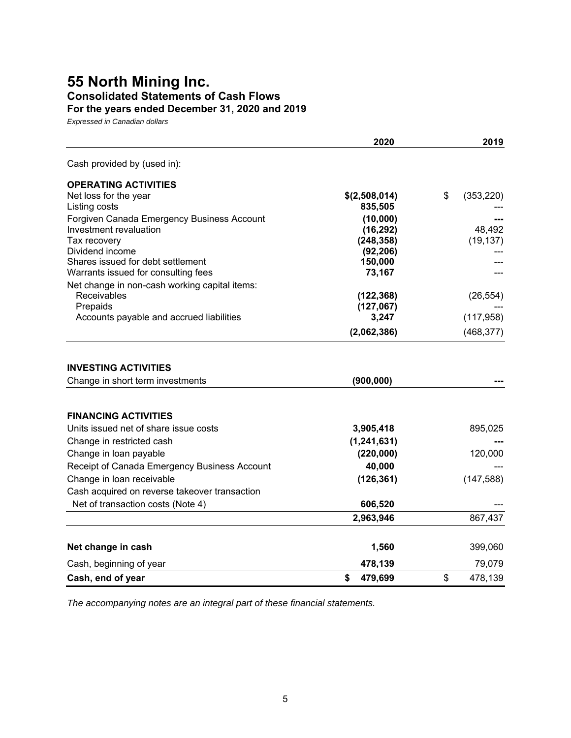# 55 North Mining Inc.

## Consolidated Statements of Cash Flows

### For the years ended December 31, 2020 and 2019

*Expressed in Canadian dollars*

| | 2020 | 2019 |
|---|---|---|
| Cash provided by (used in): | | |
| **OPERATING ACTIVITIES** | | |
| Net loss for the year | **$(2,508,014)** | $ (353,220) |
| Listing costs | **835,505** | --- |
| Forgiven Canada Emergency Business Account | **(10,000)** | --- |
| Investment revaluation | **(16,292)** | 48,492 |
| Tax recovery | **(248,358)** | (19,137) |
| Dividend income | **(92,206)** | --- |
| Shares issued for debt settlement | **150,000** | --- |
| Warrants issued for consulting fees | **73,167** | --- |
| Net change in non-cash working capital items: | | |
| Receivables | **(122,368)** | (26,554) |
| Prepaids | **(127,067)** | --- |
| Accounts payable and accrued liabilities | **3,247** | (117,958) |
| | **(2,062,386)** | (468,377) |
| **INVESTING ACTIVITIES** | | |
| Change in short term investments | **(900,000)** | --- |
| **FINANCING ACTIVITIES** | | |
| Units issued net of share issue costs | **3,905,418** | 895,025 |
| Change in restricted cash | **(1,241,631)** | --- |
| Change in loan payable | **(220,000)** | 120,000 |
| Receipt of Canada Emergency Business Account | **40,000** | --- |
| Change in loan receivable | **(126,361)** | (147,588) |
| Cash acquired on reverse takeover transaction Net of transaction costs (Note 4) | **606,520** | --- |
| | **2,963,946** | 867,437 |
| **Net change in cash** | **1,560** | 399,060 |
| Cash, beginning of year | **478,139** | 79,079 |
| **Cash, end of year** | **$ 479,699** | $ 478,139 |

*The accompanying notes are an integral part of these financial statements.*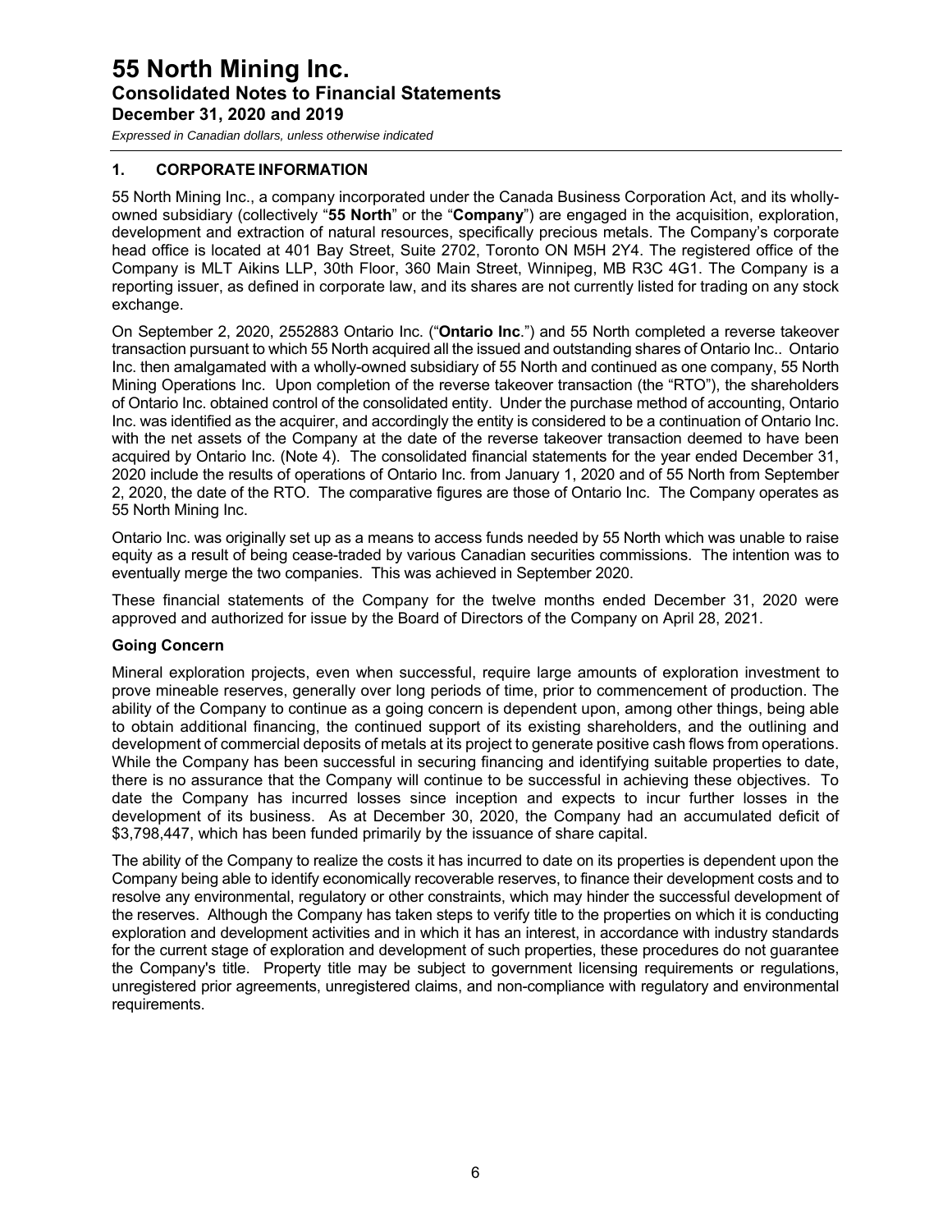# 55 North Mining Inc.
## Consolidated Notes to Financial Statements
### December 31, 2020 and 2019

*Expressed in Canadian dollars, unless otherwise indicated*

## 1. CORPORATE INFORMATION

55 North Mining Inc., a company incorporated under the Canada Business Corporation Act, and its wholly-owned subsidiary (collectively "**55 North**" or the "**Company**") are engaged in the acquisition, exploration, development and extraction of natural resources, specifically precious metals. The Company's corporate head office is located at 401 Bay Street, Suite 2702, Toronto ON M5H 2Y4. The registered office of the Company is MLT Aikins LLP, 30th Floor, 360 Main Street, Winnipeg, MB R3C 4G1. The Company is a reporting issuer, as defined in corporate law, and its shares are not currently listed for trading on any stock exchange.

On September 2, 2020, 2552883 Ontario Inc. ("**Ontario Inc**.") and 55 North completed a reverse takeover transaction pursuant to which 55 North acquired all the issued and outstanding shares of Ontario Inc.. Ontario Inc. then amalgamated with a wholly-owned subsidiary of 55 North and continued as one company, 55 North Mining Operations Inc. Upon completion of the reverse takeover transaction (the "RTO"), the shareholders of Ontario Inc. obtained control of the consolidated entity. Under the purchase method of accounting, Ontario Inc. was identified as the acquirer, and accordingly the entity is considered to be a continuation of Ontario Inc. with the net assets of the Company at the date of the reverse takeover transaction deemed to have been acquired by Ontario Inc. (Note 4). The consolidated financial statements for the year ended December 31, 2020 include the results of operations of Ontario Inc. from January 1, 2020 and of 55 North from September 2, 2020, the date of the RTO. The comparative figures are those of Ontario Inc. The Company operates as 55 North Mining Inc.

Ontario Inc. was originally set up as a means to access funds needed by 55 North which was unable to raise equity as a result of being cease-traded by various Canadian securities commissions. The intention was to eventually merge the two companies. This was achieved in September 2020.

These financial statements of the Company for the twelve months ended December 31, 2020 were approved and authorized for issue by the Board of Directors of the Company on April 28, 2021.

### Going Concern

Mineral exploration projects, even when successful, require large amounts of exploration investment to prove mineable reserves, generally over long periods of time, prior to commencement of production. The ability of the Company to continue as a going concern is dependent upon, among other things, being able to obtain additional financing, the continued support of its existing shareholders, and the outlining and development of commercial deposits of metals at its project to generate positive cash flows from operations. While the Company has been successful in securing financing and identifying suitable properties to date, there is no assurance that the Company will continue to be successful in achieving these objectives. To date the Company has incurred losses since inception and expects to incur further losses in the development of its business. As at December 30, 2020, the Company had an accumulated deficit of $3,798,447, which has been funded primarily by the issuance of share capital.

The ability of the Company to realize the costs it has incurred to date on its properties is dependent upon the Company being able to identify economically recoverable reserves, to finance their development costs and to resolve any environmental, regulatory or other constraints, which may hinder the successful development of the reserves. Although the Company has taken steps to verify title to the properties on which it is conducting exploration and development activities and in which it has an interest, in accordance with industry standards for the current stage of exploration and development of such properties, these procedures do not guarantee the Company's title. Property title may be subject to government licensing requirements or regulations, unregistered prior agreements, unregistered claims, and non-compliance with regulatory and environmental requirements.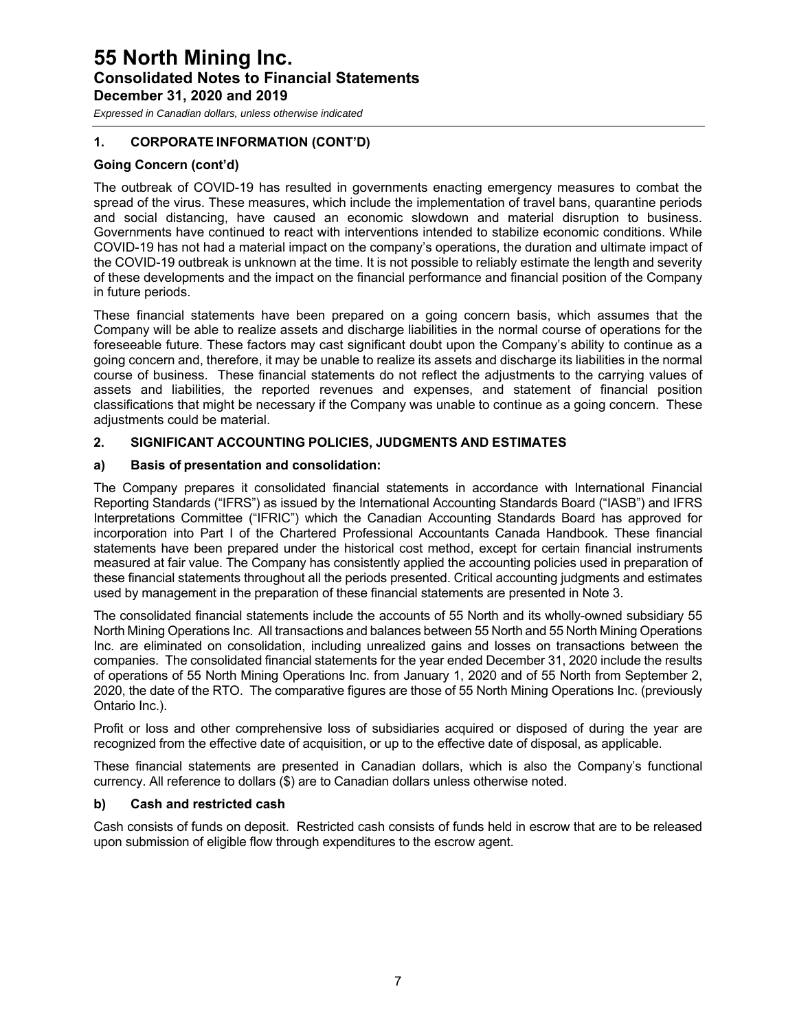## 1. CORPORATE INFORMATION (CONT'D)

### Going Concern (cont'd)

The outbreak of COVID-19 has resulted in governments enacting emergency measures to combat the spread of the virus. These measures, which include the implementation of travel bans, quarantine periods and social distancing, have caused an economic slowdown and material disruption to business. Governments have continued to react with interventions intended to stabilize economic conditions. While COVID-19 has not had a material impact on the company's operations, the duration and ultimate impact of the COVID-19 outbreak is unknown at the time. It is not possible to reliably estimate the length and severity of these developments and the impact on the financial performance and financial position of the Company in future periods.

These financial statements have been prepared on a going concern basis, which assumes that the Company will be able to realize assets and discharge liabilities in the normal course of operations for the foreseeable future. These factors may cast significant doubt upon the Company's ability to continue as a going concern and, therefore, it may be unable to realize its assets and discharge its liabilities in the normal course of business. These financial statements do not reflect the adjustments to the carrying values of assets and liabilities, the reported revenues and expenses, and statement of financial position classifications that might be necessary if the Company was unable to continue as a going concern. These adjustments could be material.

## 2. SIGNIFICANT ACCOUNTING POLICIES, JUDGMENTS AND ESTIMATES

### a) Basis of presentation and consolidation:

The Company prepares it consolidated financial statements in accordance with International Financial Reporting Standards ("IFRS") as issued by the International Accounting Standards Board ("IASB") and IFRS Interpretations Committee ("IFRIC") which the Canadian Accounting Standards Board has approved for incorporation into Part I of the Chartered Professional Accountants Canada Handbook. These financial statements have been prepared under the historical cost method, except for certain financial instruments measured at fair value. The Company has consistently applied the accounting policies used in preparation of these financial statements throughout all the periods presented. Critical accounting judgments and estimates used by management in the preparation of these financial statements are presented in Note 3.

The consolidated financial statements include the accounts of 55 North and its wholly-owned subsidiary 55 North Mining Operations Inc. All transactions and balances between 55 North and 55 North Mining Operations Inc. are eliminated on consolidation, including unrealized gains and losses on transactions between the companies. The consolidated financial statements for the year ended December 31, 2020 include the results of operations of 55 North Mining Operations Inc. from January 1, 2020 and of 55 North from September 2, 2020, the date of the RTO. The comparative figures are those of 55 North Mining Operations Inc. (previously Ontario Inc.).

Profit or loss and other comprehensive loss of subsidiaries acquired or disposed of during the year are recognized from the effective date of acquisition, or up to the effective date of disposal, as applicable.

These financial statements are presented in Canadian dollars, which is also the Company's functional currency. All reference to dollars ($) are to Canadian dollars unless otherwise noted.

### b) Cash and restricted cash

Cash consists of funds on deposit. Restricted cash consists of funds held in escrow that are to be released upon submission of eligible flow through expenditures to the escrow agent.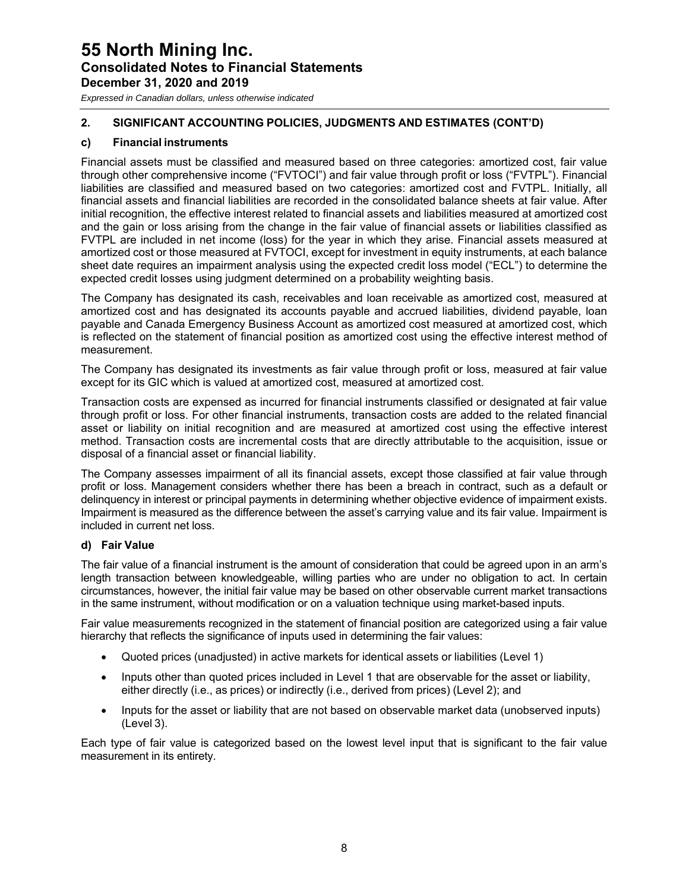## 2. SIGNIFICANT ACCOUNTING POLICIES, JUDGMENTS AND ESTIMATES (CONT'D)

### c) Financial instruments

Financial assets must be classified and measured based on three categories: amortized cost, fair value through other comprehensive income ("FVTOCI") and fair value through profit or loss ("FVTPL"). Financial liabilities are classified and measured based on two categories: amortized cost and FVTPL. Initially, all financial assets and financial liabilities are recorded in the consolidated balance sheets at fair value. After initial recognition, the effective interest related to financial assets and liabilities measured at amortized cost and the gain or loss arising from the change in the fair value of financial assets or liabilities classified as FVTPL are included in net income (loss) for the year in which they arise. Financial assets measured at amortized cost or those measured at FVTOCI, except for investment in equity instruments, at each balance sheet date requires an impairment analysis using the expected credit loss model ("ECL") to determine the expected credit losses using judgment determined on a probability weighting basis.

The Company has designated its cash, receivables and loan receivable as amortized cost, measured at amortized cost and has designated its accounts payable and accrued liabilities, dividend payable, loan payable and Canada Emergency Business Account as amortized cost measured at amortized cost, which is reflected on the statement of financial position as amortized cost using the effective interest method of measurement.

The Company has designated its investments as fair value through profit or loss, measured at fair value except for its GIC which is valued at amortized cost, measured at amortized cost.

Transaction costs are expensed as incurred for financial instruments classified or designated at fair value through profit or loss. For other financial instruments, transaction costs are added to the related financial asset or liability on initial recognition and are measured at amortized cost using the effective interest method. Transaction costs are incremental costs that are directly attributable to the acquisition, issue or disposal of a financial asset or financial liability.

The Company assesses impairment of all its financial assets, except those classified at fair value through profit or loss. Management considers whether there has been a breach in contract, such as a default or delinquency in interest or principal payments in determining whether objective evidence of impairment exists. Impairment is measured as the difference between the asset's carrying value and its fair value. Impairment is included in current net loss.

### d) Fair Value

The fair value of a financial instrument is the amount of consideration that could be agreed upon in an arm's length transaction between knowledgeable, willing parties who are under no obligation to act. In certain circumstances, however, the initial fair value may be based on other observable current market transactions in the same instrument, without modification or on a valuation technique using market-based inputs.

Fair value measurements recognized in the statement of financial position are categorized using a fair value hierarchy that reflects the significance of inputs used in determining the fair values:

- Quoted prices (unadjusted) in active markets for identical assets or liabilities (Level 1)
- Inputs other than quoted prices included in Level 1 that are observable for the asset or liability, either directly (i.e., as prices) or indirectly (i.e., derived from prices) (Level 2); and
- Inputs for the asset or liability that are not based on observable market data (unobserved inputs) (Level 3).

Each type of fair value is categorized based on the lowest level input that is significant to the fair value measurement in its entirety.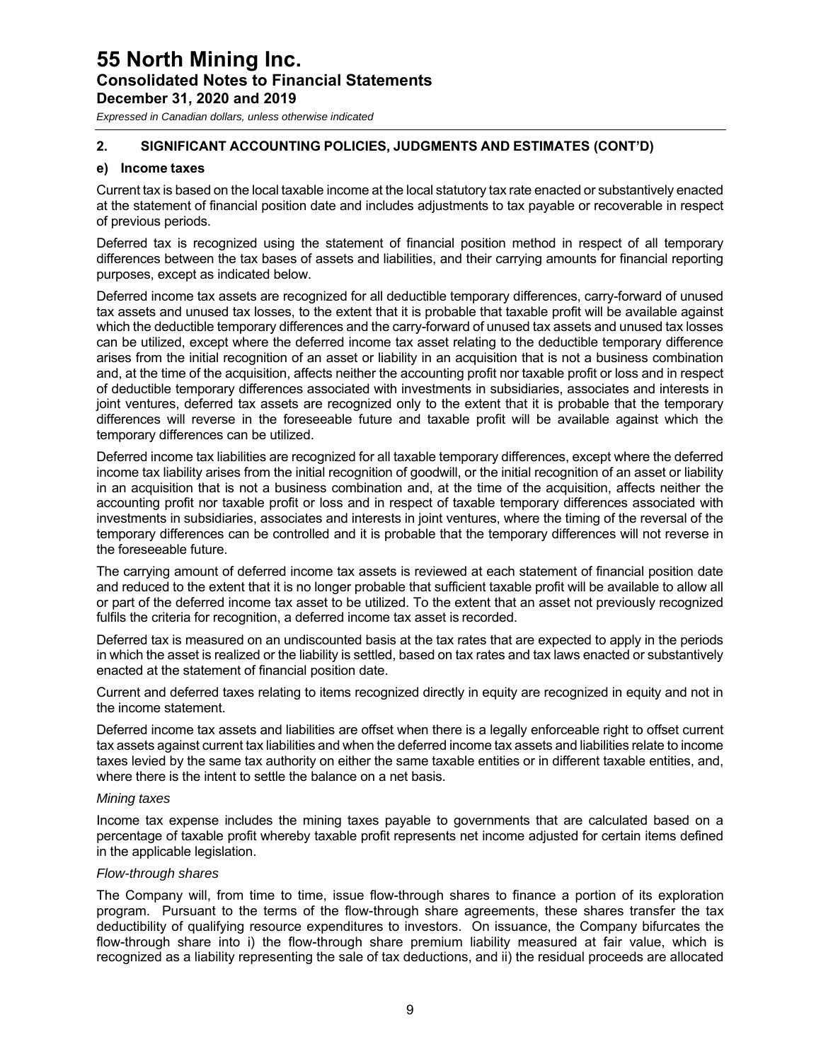## 2. SIGNIFICANT ACCOUNTING POLICIES, JUDGMENTS AND ESTIMATES (CONT'D)

### e) Income taxes

Current tax is based on the local taxable income at the local statutory tax rate enacted or substantively enacted at the statement of financial position date and includes adjustments to tax payable or recoverable in respect of previous periods.

Deferred tax is recognized using the statement of financial position method in respect of all temporary differences between the tax bases of assets and liabilities, and their carrying amounts for financial reporting purposes, except as indicated below.

Deferred income tax assets are recognized for all deductible temporary differences, carry-forward of unused tax assets and unused tax losses, to the extent that it is probable that taxable profit will be available against which the deductible temporary differences and the carry-forward of unused tax assets and unused tax losses can be utilized, except where the deferred income tax asset relating to the deductible temporary difference arises from the initial recognition of an asset or liability in an acquisition that is not a business combination and, at the time of the acquisition, affects neither the accounting profit nor taxable profit or loss and in respect of deductible temporary differences associated with investments in subsidiaries, associates and interests in joint ventures, deferred tax assets are recognized only to the extent that it is probable that the temporary differences will reverse in the foreseeable future and taxable profit will be available against which the temporary differences can be utilized.

Deferred income tax liabilities are recognized for all taxable temporary differences, except where the deferred income tax liability arises from the initial recognition of goodwill, or the initial recognition of an asset or liability in an acquisition that is not a business combination and, at the time of the acquisition, affects neither the accounting profit nor taxable profit or loss and in respect of taxable temporary differences associated with investments in subsidiaries, associates and interests in joint ventures, where the timing of the reversal of the temporary differences can be controlled and it is probable that the temporary differences will not reverse in the foreseeable future.

The carrying amount of deferred income tax assets is reviewed at each statement of financial position date and reduced to the extent that it is no longer probable that sufficient taxable profit will be available to allow all or part of the deferred income tax asset to be utilized. To the extent that an asset not previously recognized fulfils the criteria for recognition, a deferred income tax asset is recorded.

Deferred tax is measured on an undiscounted basis at the tax rates that are expected to apply in the periods in which the asset is realized or the liability is settled, based on tax rates and tax laws enacted or substantively enacted at the statement of financial position date.

Current and deferred taxes relating to items recognized directly in equity are recognized in equity and not in the income statement.

Deferred income tax assets and liabilities are offset when there is a legally enforceable right to offset current tax assets against current tax liabilities and when the deferred income tax assets and liabilities relate to income taxes levied by the same tax authority on either the same taxable entities or in different taxable entities, and, where there is the intent to settle the balance on a net basis.

*Mining taxes*

Income tax expense includes the mining taxes payable to governments that are calculated based on a percentage of taxable profit whereby taxable profit represents net income adjusted for certain items defined in the applicable legislation.

*Flow-through shares*

The Company will, from time to time, issue flow-through shares to finance a portion of its exploration program. Pursuant to the terms of the flow-through share agreements, these shares transfer the tax deductibility of qualifying resource expenditures to investors. On issuance, the Company bifurcates the flow-through share into i) the flow-through share premium liability measured at fair value, which is recognized as a liability representing the sale of tax deductions, and ii) the residual proceeds are allocated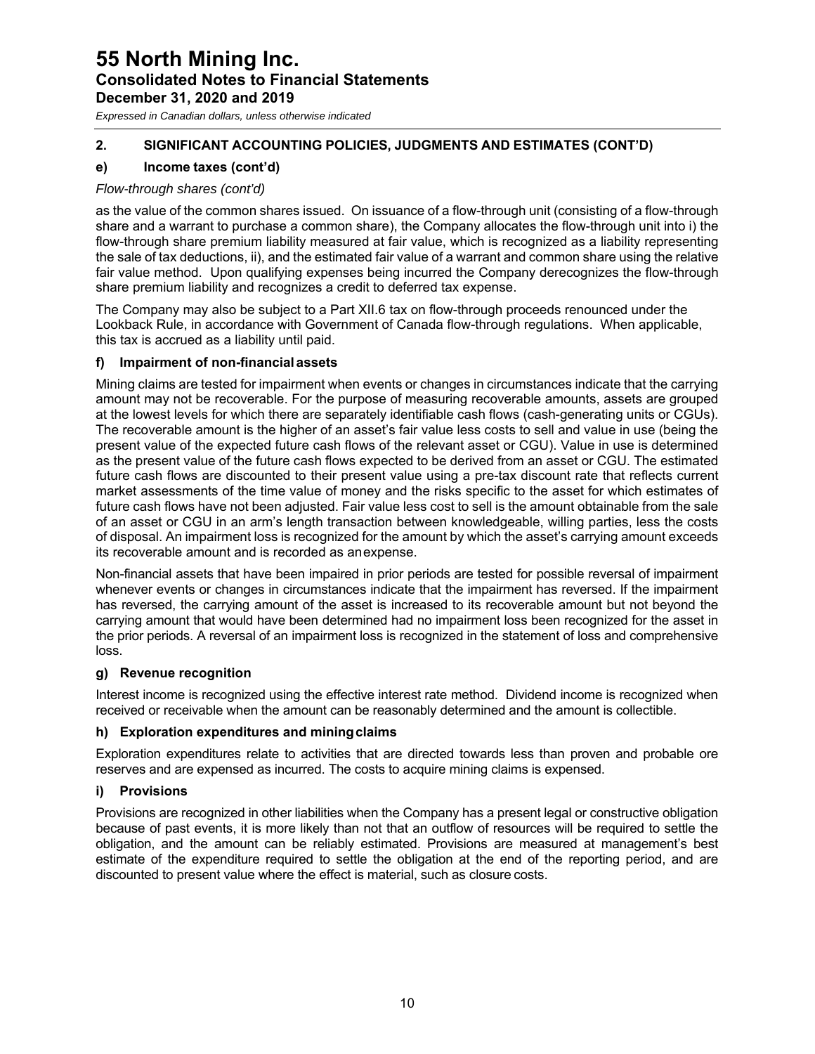## 2. SIGNIFICANT ACCOUNTING POLICIES, JUDGMENTS AND ESTIMATES (CONT'D)

### e) Income taxes (cont'd)

*Flow-through shares (cont'd)*

as the value of the common shares issued. On issuance of a flow-through unit (consisting of a flow-through share and a warrant to purchase a common share), the Company allocates the flow-through unit into i) the flow-through share premium liability measured at fair value, which is recognized as a liability representing the sale of tax deductions, ii), and the estimated fair value of a warrant and common share using the relative fair value method. Upon qualifying expenses being incurred the Company derecognizes the flow-through share premium liability and recognizes a credit to deferred tax expense.

The Company may also be subject to a Part XII.6 tax on flow-through proceeds renounced under the Lookback Rule, in accordance with Government of Canada flow-through regulations. When applicable, this tax is accrued as a liability until paid.

### f) Impairment of non-financial assets

Mining claims are tested for impairment when events or changes in circumstances indicate that the carrying amount may not be recoverable. For the purpose of measuring recoverable amounts, assets are grouped at the lowest levels for which there are separately identifiable cash flows (cash-generating units or CGUs). The recoverable amount is the higher of an asset's fair value less costs to sell and value in use (being the present value of the expected future cash flows of the relevant asset or CGU). Value in use is determined as the present value of the future cash flows expected to be derived from an asset or CGU. The estimated future cash flows are discounted to their present value using a pre-tax discount rate that reflects current market assessments of the time value of money and the risks specific to the asset for which estimates of future cash flows have not been adjusted. Fair value less cost to sell is the amount obtainable from the sale of an asset or CGU in an arm's length transaction between knowledgeable, willing parties, less the costs of disposal. An impairment loss is recognized for the amount by which the asset's carrying amount exceeds its recoverable amount and is recorded as an expense.

Non-financial assets that have been impaired in prior periods are tested for possible reversal of impairment whenever events or changes in circumstances indicate that the impairment has reversed. If the impairment has reversed, the carrying amount of the asset is increased to its recoverable amount but not beyond the carrying amount that would have been determined had no impairment loss been recognized for the asset in the prior periods. A reversal of an impairment loss is recognized in the statement of loss and comprehensive loss.

### g) Revenue recognition

Interest income is recognized using the effective interest rate method. Dividend income is recognized when received or receivable when the amount can be reasonably determined and the amount is collectible.

### h) Exploration expenditures and mining claims

Exploration expenditures relate to activities that are directed towards less than proven and probable ore reserves and are expensed as incurred. The costs to acquire mining claims is expensed.

### i) Provisions

Provisions are recognized in other liabilities when the Company has a present legal or constructive obligation because of past events, it is more likely than not that an outflow of resources will be required to settle the obligation, and the amount can be reliably estimated. Provisions are measured at management's best estimate of the expenditure required to settle the obligation at the end of the reporting period, and are discounted to present value where the effect is material, such as closure costs.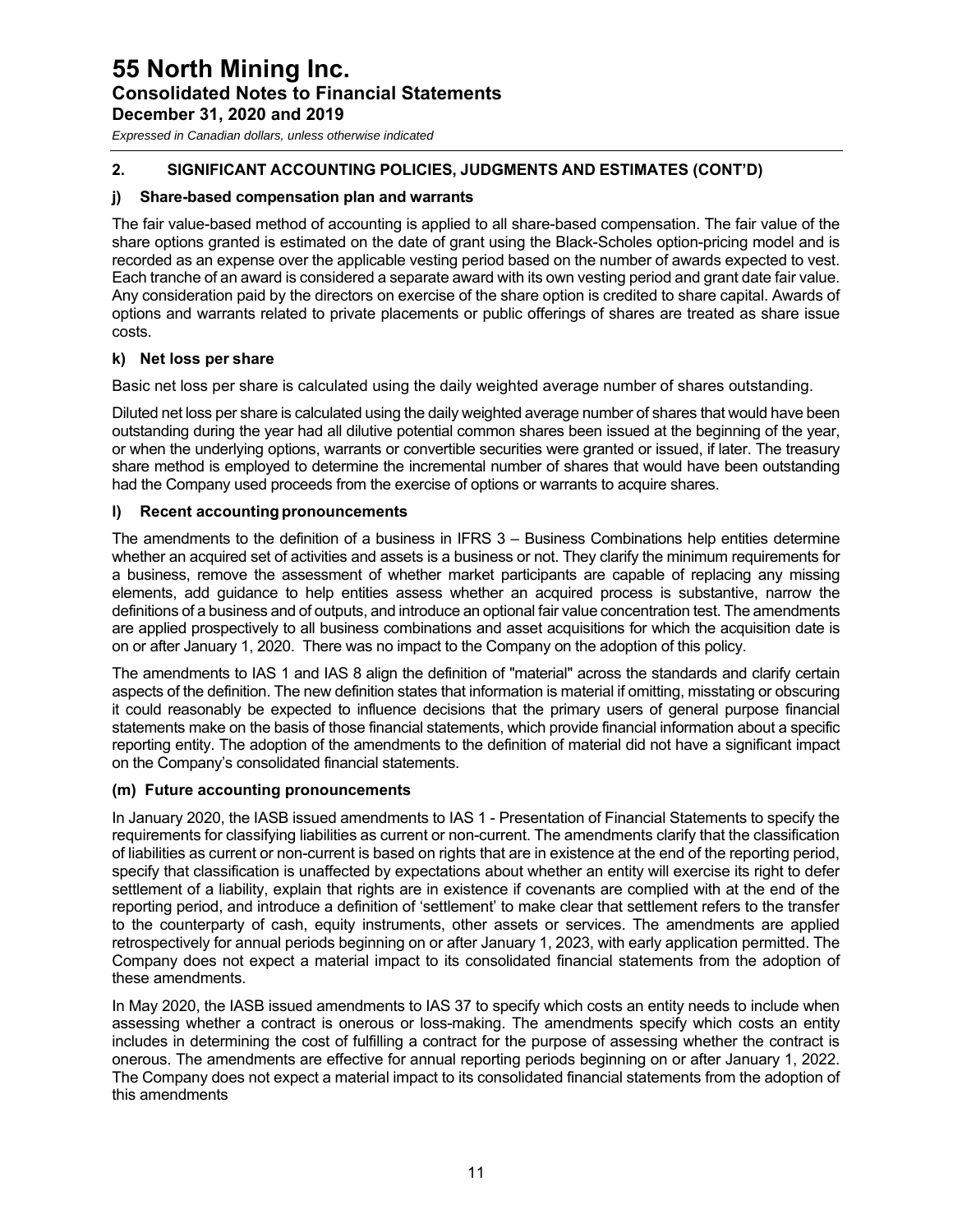## 2. SIGNIFICANT ACCOUNTING POLICIES, JUDGMENTS AND ESTIMATES (CONT'D)

### j) Share-based compensation plan and warrants

The fair value-based method of accounting is applied to all share-based compensation. The fair value of the share options granted is estimated on the date of grant using the Black-Scholes option-pricing model and is recorded as an expense over the applicable vesting period based on the number of awards expected to vest. Each tranche of an award is considered a separate award with its own vesting period and grant date fair value. Any consideration paid by the directors on exercise of the share option is credited to share capital. Awards of options and warrants related to private placements or public offerings of shares are treated as share issue costs.

### k) Net loss per share

Basic net loss per share is calculated using the daily weighted average number of shares outstanding.

Diluted net loss per share is calculated using the daily weighted average number of shares that would have been outstanding during the year had all dilutive potential common shares been issued at the beginning of the year, or when the underlying options, warrants or convertible securities were granted or issued, if later. The treasury share method is employed to determine the incremental number of shares that would have been outstanding had the Company used proceeds from the exercise of options or warrants to acquire shares.

### l) Recent accounting pronouncements

The amendments to the definition of a business in IFRS 3 – Business Combinations help entities determine whether an acquired set of activities and assets is a business or not. They clarify the minimum requirements for a business, remove the assessment of whether market participants are capable of replacing any missing elements, add guidance to help entities assess whether an acquired process is substantive, narrow the definitions of a business and of outputs, and introduce an optional fair value concentration test. The amendments are applied prospectively to all business combinations and asset acquisitions for which the acquisition date is on or after January 1, 2020. There was no impact to the Company on the adoption of this policy.

The amendments to IAS 1 and IAS 8 align the definition of "material" across the standards and clarify certain aspects of the definition. The new definition states that information is material if omitting, misstating or obscuring it could reasonably be expected to influence decisions that the primary users of general purpose financial statements make on the basis of those financial statements, which provide financial information about a specific reporting entity. The adoption of the amendments to the definition of material did not have a significant impact on the Company's consolidated financial statements.

### (m) Future accounting pronouncements

In January 2020, the IASB issued amendments to IAS 1 - Presentation of Financial Statements to specify the requirements for classifying liabilities as current or non-current. The amendments clarify that the classification of liabilities as current or non-current is based on rights that are in existence at the end of the reporting period, specify that classification is unaffected by expectations about whether an entity will exercise its right to defer settlement of a liability, explain that rights are in existence if covenants are complied with at the end of the reporting period, and introduce a definition of 'settlement' to make clear that settlement refers to the transfer to the counterparty of cash, equity instruments, other assets or services. The amendments are applied retrospectively for annual periods beginning on or after January 1, 2023, with early application permitted. The Company does not expect a material impact to its consolidated financial statements from the adoption of these amendments.

In May 2020, the IASB issued amendments to IAS 37 to specify which costs an entity needs to include when assessing whether a contract is onerous or loss-making. The amendments specify which costs an entity includes in determining the cost of fulfilling a contract for the purpose of assessing whether the contract is onerous. The amendments are effective for annual reporting periods beginning on or after January 1, 2022. The Company does not expect a material impact to its consolidated financial statements from the adoption of this amendments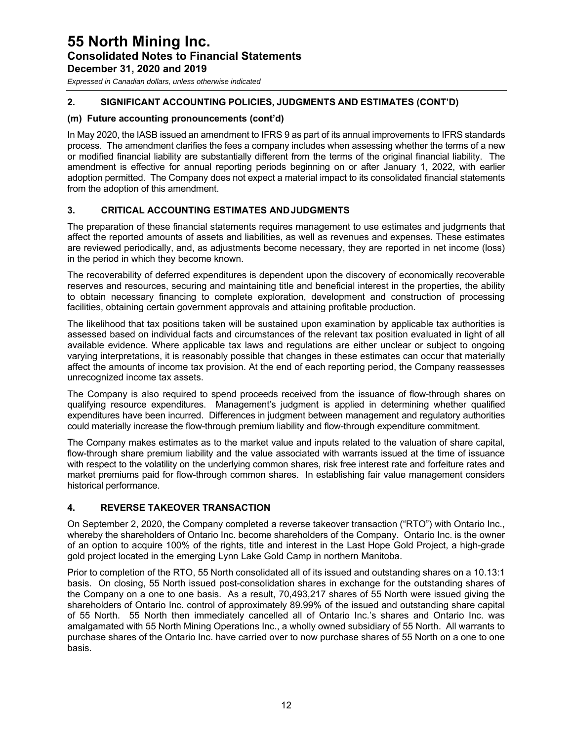## 2. SIGNIFICANT ACCOUNTING POLICIES, JUDGMENTS AND ESTIMATES (CONT'D)

### (m) Future accounting pronouncements (cont'd)

In May 2020, the IASB issued an amendment to IFRS 9 as part of its annual improvements to IFRS standards process. The amendment clarifies the fees a company includes when assessing whether the terms of a new or modified financial liability are substantially different from the terms of the original financial liability. The amendment is effective for annual reporting periods beginning on or after January 1, 2022, with earlier adoption permitted. The Company does not expect a material impact to its consolidated financial statements from the adoption of this amendment.

## 3. CRITICAL ACCOUNTING ESTIMATES AND JUDGMENTS

The preparation of these financial statements requires management to use estimates and judgments that affect the reported amounts of assets and liabilities, as well as revenues and expenses. These estimates are reviewed periodically, and, as adjustments become necessary, they are reported in net income (loss) in the period in which they become known.

The recoverability of deferred expenditures is dependent upon the discovery of economically recoverable reserves and resources, securing and maintaining title and beneficial interest in the properties, the ability to obtain necessary financing to complete exploration, development and construction of processing facilities, obtaining certain government approvals and attaining profitable production.

The likelihood that tax positions taken will be sustained upon examination by applicable tax authorities is assessed based on individual facts and circumstances of the relevant tax position evaluated in light of all available evidence. Where applicable tax laws and regulations are either unclear or subject to ongoing varying interpretations, it is reasonably possible that changes in these estimates can occur that materially affect the amounts of income tax provision. At the end of each reporting period, the Company reassesses unrecognized income tax assets.

The Company is also required to spend proceeds received from the issuance of flow-through shares on qualifying resource expenditures. Management's judgment is applied in determining whether qualified expenditures have been incurred. Differences in judgment between management and regulatory authorities could materially increase the flow-through premium liability and flow-through expenditure commitment.

The Company makes estimates as to the market value and inputs related to the valuation of share capital, flow-through share premium liability and the value associated with warrants issued at the time of issuance with respect to the volatility on the underlying common shares, risk free interest rate and forfeiture rates and market premiums paid for flow-through common shares. In establishing fair value management considers historical performance.

## 4. REVERSE TAKEOVER TRANSACTION

On September 2, 2020, the Company completed a reverse takeover transaction ("RTO") with Ontario Inc., whereby the shareholders of Ontario Inc. become shareholders of the Company. Ontario Inc. is the owner of an option to acquire 100% of the rights, title and interest in the Last Hope Gold Project, a high-grade gold project located in the emerging Lynn Lake Gold Camp in northern Manitoba.

Prior to completion of the RTO, 55 North consolidated all of its issued and outstanding shares on a 10.13:1 basis. On closing, 55 North issued post-consolidation shares in exchange for the outstanding shares of the Company on a one to one basis. As a result, 70,493,217 shares of 55 North were issued giving the shareholders of Ontario Inc. control of approximately 89.99% of the issued and outstanding share capital of 55 North. 55 North then immediately cancelled all of Ontario Inc.'s shares and Ontario Inc. was amalgamated with 55 North Mining Operations Inc., a wholly owned subsidiary of 55 North. All warrants to purchase shares of the Ontario Inc. have carried over to now purchase shares of 55 North on a one to one basis.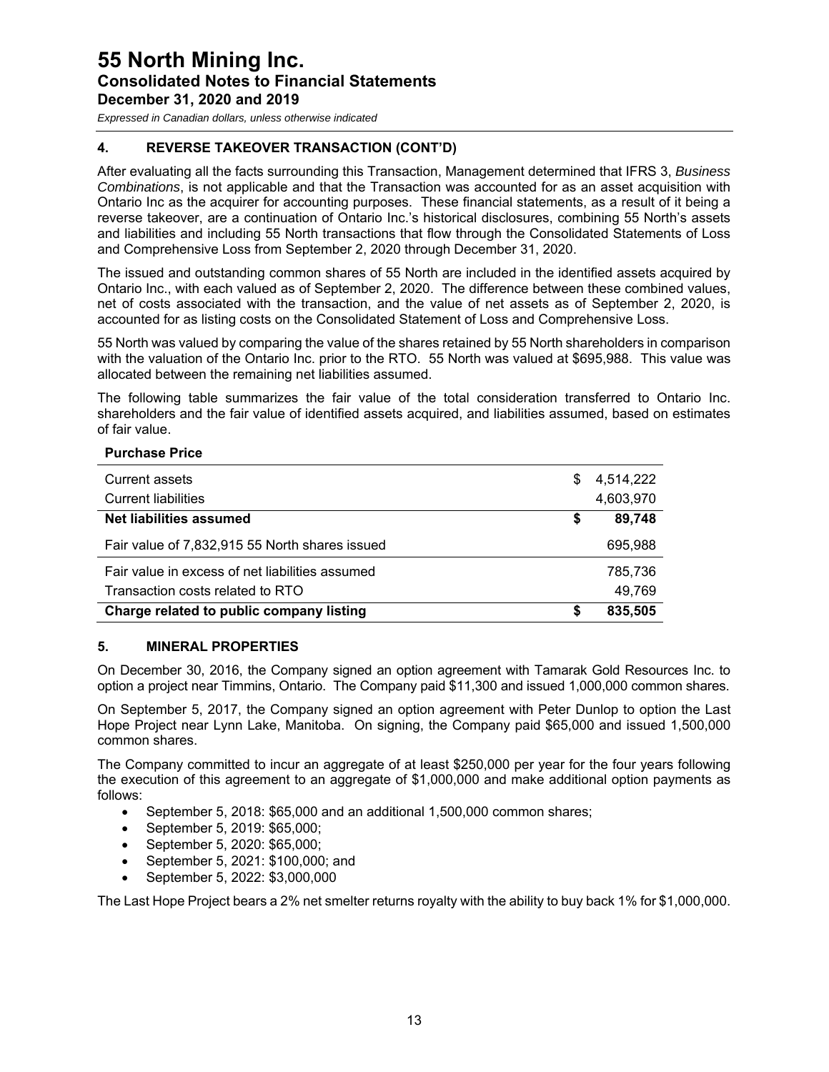## 4. REVERSE TAKEOVER TRANSACTION (CONT'D)

After evaluating all the facts surrounding this Transaction, Management determined that IFRS 3, *Business Combinations*, is not applicable and that the Transaction was accounted for as an asset acquisition with Ontario Inc as the acquirer for accounting purposes. These financial statements, as a result of it being a reverse takeover, are a continuation of Ontario Inc.'s historical disclosures, combining 55 North's assets and liabilities and including 55 North transactions that flow through the Consolidated Statements of Loss and Comprehensive Loss from September 2, 2020 through December 31, 2020.

The issued and outstanding common shares of 55 North are included in the identified assets acquired by Ontario Inc., with each valued as of September 2, 2020. The difference between these combined values, net of costs associated with the transaction, and the value of net assets as of September 2, 2020, is accounted for as listing costs on the Consolidated Statement of Loss and Comprehensive Loss.

55 North was valued by comparing the value of the shares retained by 55 North shareholders in comparison with the valuation of the Ontario Inc. prior to the RTO. 55 North was valued at $695,988. This value was allocated between the remaining net liabilities assumed.

The following table summarizes the fair value of the total consideration transferred to Ontario Inc. shareholders and the fair value of identified assets acquired, and liabilities assumed, based on estimates of fair value.

| **Purchase Price** | |
|---|---|
| Current assets | $ 4,514,222 |
| Current liabilities | 4,603,970 |
| **Net liabilities assumed** | **$ 89,748** |
| Fair value of 7,832,915 55 North shares issued | 695,988 |
| Fair value in excess of net liabilities assumed | 785,736 |
| Transaction costs related to RTO | 49,769 |
| **Charge related to public company listing** | **$ 835,505** |

## 5. MINERAL PROPERTIES

On December 30, 2016, the Company signed an option agreement with Tamarak Gold Resources Inc. to option a project near Timmins, Ontario. The Company paid $11,300 and issued 1,000,000 common shares.

On September 5, 2017, the Company signed an option agreement with Peter Dunlop to option the Last Hope Project near Lynn Lake, Manitoba. On signing, the Company paid $65,000 and issued 1,500,000 common shares.

The Company committed to incur an aggregate of at least $250,000 per year for the four years following the execution of this agreement to an aggregate of $1,000,000 and make additional option payments as follows:

- September 5, 2018: $65,000 and an additional 1,500,000 common shares;
- September 5, 2019: $65,000;
- September 5, 2020: $65,000;
- September 5, 2021: $100,000; and
- September 5, 2022: $3,000,000

The Last Hope Project bears a 2% net smelter returns royalty with the ability to buy back 1% for $1,000,000.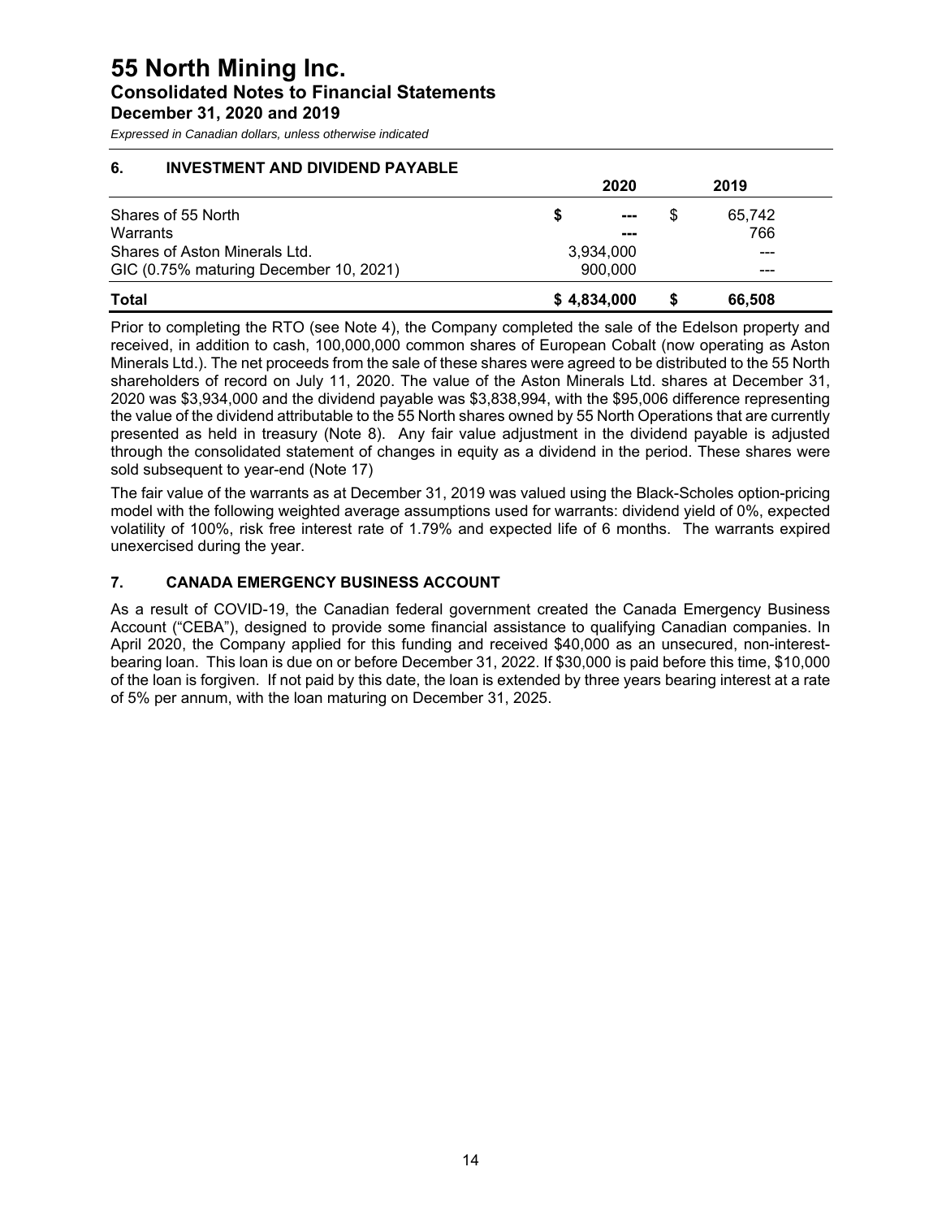## 6. INVESTMENT AND DIVIDEND PAYABLE

| | 2020 | 2019 |
|---|---|---|
| Shares of 55 North | $ --- | $ 65,742 |
| Warrants | --- | 766 |
| Shares of Aston Minerals Ltd. | 3,934,000 | --- |
| GIC (0.75% maturing December 10, 2021) | 900,000 | --- |
| **Total** | **$ 4,834,000** | **$ 66,508** |

Prior to completing the RTO (see Note 4), the Company completed the sale of the Edelson property and received, in addition to cash, 100,000,000 common shares of European Cobalt (now operating as Aston Minerals Ltd.). The net proceeds from the sale of these shares were agreed to be distributed to the 55 North shareholders of record on July 11, 2020. The value of the Aston Minerals Ltd. shares at December 31, 2020 was $3,934,000 and the dividend payable was $3,838,994, with the $95,006 difference representing the value of the dividend attributable to the 55 North shares owned by 55 North Operations that are currently presented as held in treasury (Note 8). Any fair value adjustment in the dividend payable is adjusted through the consolidated statement of changes in equity as a dividend in the period. These shares were sold subsequent to year-end (Note 17)

The fair value of the warrants as at December 31, 2019 was valued using the Black-Scholes option-pricing model with the following weighted average assumptions used for warrants: dividend yield of 0%, expected volatility of 100%, risk free interest rate of 1.79% and expected life of 6 months. The warrants expired unexercised during the year.

## 7. CANADA EMERGENCY BUSINESS ACCOUNT

As a result of COVID-19, the Canadian federal government created the Canada Emergency Business Account ("CEBA"), designed to provide some financial assistance to qualifying Canadian companies. In April 2020, the Company applied for this funding and received $40,000 as an unsecured, non-interest-bearing loan. This loan is due on or before December 31, 2022. If $30,000 is paid before this time, $10,000 of the loan is forgiven. If not paid by this date, the loan is extended by three years bearing interest at a rate of 5% per annum, with the loan maturing on December 31, 2025.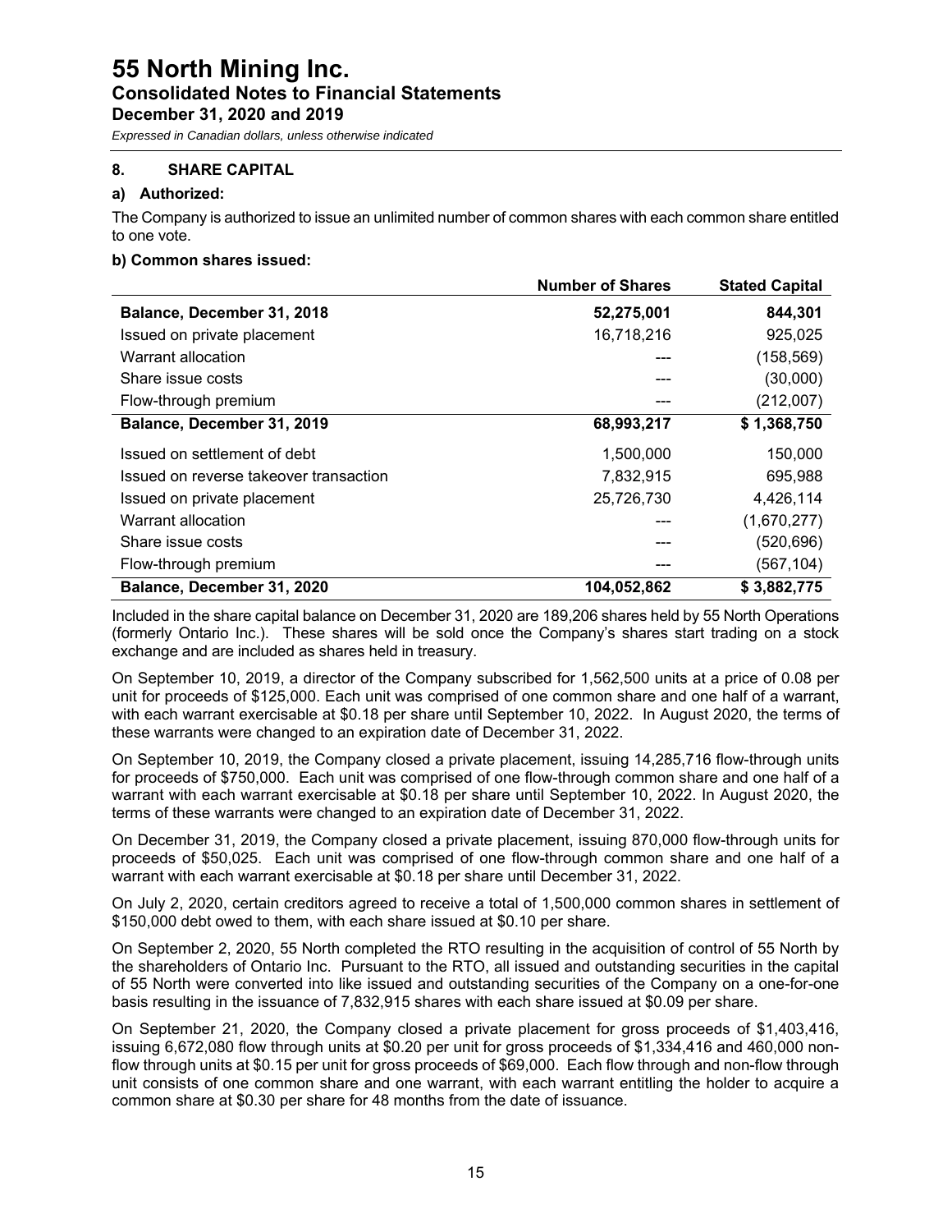# 55 North Mining Inc.

## Consolidated Notes to Financial Statements

### December 31, 2020 and 2019

*Expressed in Canadian dollars, unless otherwise indicated*

### 8. SHARE CAPITAL

**a) Authorized:**

The Company is authorized to issue an unlimited number of common shares with each common share entitled to one vote.

**b) Common shares issued:**

| | Number of Shares | Stated Capital |
|---|---|---|
| **Balance, December 31, 2018** | **52,275,001** | **844,301** |
| Issued on private placement | 16,718,216 | 925,025 |
| Warrant allocation | --- | (158,569) |
| Share issue costs | --- | (30,000) |
| Flow-through premium | --- | (212,007) |
| **Balance, December 31, 2019** | **68,993,217** | **$ 1,368,750** |
| Issued on settlement of debt | 1,500,000 | 150,000 |
| Issued on reverse takeover transaction | 7,832,915 | 695,988 |
| Issued on private placement | 25,726,730 | 4,426,114 |
| Warrant allocation | --- | (1,670,277) |
| Share issue costs | --- | (520,696) |
| Flow-through premium | --- | (567,104) |
| **Balance, December 31, 2020** | **104,052,862** | **$ 3,882,775** |

Included in the share capital balance on December 31, 2020 are 189,206 shares held by 55 North Operations (formerly Ontario Inc.). These shares will be sold once the Company's shares start trading on a stock exchange and are included as shares held in treasury.

On September 10, 2019, a director of the Company subscribed for 1,562,500 units at a price of 0.08 per unit for proceeds of $125,000. Each unit was comprised of one common share and one half of a warrant, with each warrant exercisable at $0.18 per share until September 10, 2022. In August 2020, the terms of these warrants were changed to an expiration date of December 31, 2022.

On September 10, 2019, the Company closed a private placement, issuing 14,285,716 flow-through units for proceeds of $750,000. Each unit was comprised of one flow-through common share and one half of a warrant with each warrant exercisable at $0.18 per share until September 10, 2022. In August 2020, the terms of these warrants were changed to an expiration date of December 31, 2022.

On December 31, 2019, the Company closed a private placement, issuing 870,000 flow-through units for proceeds of $50,025. Each unit was comprised of one flow-through common share and one half of a warrant with each warrant exercisable at $0.18 per share until December 31, 2022.

On July 2, 2020, certain creditors agreed to receive a total of 1,500,000 common shares in settlement of $150,000 debt owed to them, with each share issued at $0.10 per share.

On September 2, 2020, 55 North completed the RTO resulting in the acquisition of control of 55 North by the shareholders of Ontario Inc. Pursuant to the RTO, all issued and outstanding securities in the capital of 55 North were converted into like issued and outstanding securities of the Company on a one-for-one basis resulting in the issuance of 7,832,915 shares with each share issued at $0.09 per share.

On September 21, 2020, the Company closed a private placement for gross proceeds of $1,403,416, issuing 6,672,080 flow through units at $0.20 per unit for gross proceeds of $1,334,416 and 460,000 non-flow through units at $0.15 per unit for gross proceeds of $69,000. Each flow through and non-flow through unit consists of one common share and one warrant, with each warrant entitling the holder to acquire a common share at $0.30 per share for 48 months from the date of issuance.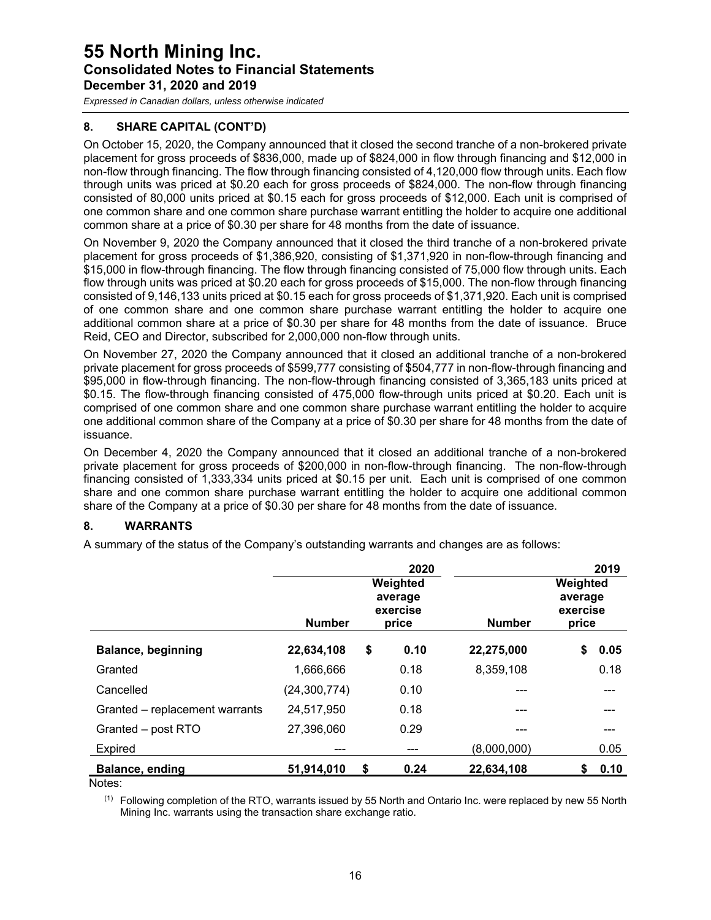## 8. SHARE CAPITAL (CONT'D)

On October 15, 2020, the Company announced that it closed the second tranche of a non-brokered private placement for gross proceeds of $836,000, made up of $824,000 in flow through financing and $12,000 in non-flow through financing. The flow through financing consisted of 4,120,000 flow through units. Each flow through units was priced at $0.20 each for gross proceeds of $824,000. The non-flow through financing consisted of 80,000 units priced at $0.15 each for gross proceeds of $12,000. Each unit is comprised of one common share and one common share purchase warrant entitling the holder to acquire one additional common share at a price of $0.30 per share for 48 months from the date of issuance.

On November 9, 2020 the Company announced that it closed the third tranche of a non-brokered private placement for gross proceeds of $1,386,920, consisting of $1,371,920 in non-flow-through financing and $15,000 in flow-through financing. The flow through financing consisted of 75,000 flow through units. Each flow through units was priced at $0.20 each for gross proceeds of $15,000. The non-flow through financing consisted of 9,146,133 units priced at $0.15 each for gross proceeds of $1,371,920. Each unit is comprised of one common share and one common share purchase warrant entitling the holder to acquire one additional common share at a price of $0.30 per share for 48 months from the date of issuance. Bruce Reid, CEO and Director, subscribed for 2,000,000 non-flow through units.

On November 27, 2020 the Company announced that it closed an additional tranche of a non-brokered private placement for gross proceeds of $599,777 consisting of $504,777 in non-flow-through financing and $95,000 in flow-through financing. The non-flow-through financing consisted of 3,365,183 units priced at $0.15. The flow-through financing consisted of 475,000 flow-through units priced at $0.20. Each unit is comprised of one common share and one common share purchase warrant entitling the holder to acquire one additional common share of the Company at a price of $0.30 per share for 48 months from the date of issuance.

On December 4, 2020 the Company announced that it closed an additional tranche of a non-brokered private placement for gross proceeds of $200,000 in non-flow-through financing. The non-flow-through financing consisted of 1,333,334 units priced at $0.15 per unit. Each unit is comprised of one common share and one common share purchase warrant entitling the holder to acquire one additional common share of the Company at a price of $0.30 per share for 48 months from the date of issuance.

## 8. WARRANTS

A summary of the status of the Company's outstanding warrants and changes are as follows:

| | 2020 | | 2019 | |
|---|---|---|---|---|
| | Number | Weighted average exercise price | Number | Weighted average exercise price |
| **Balance, beginning** | **22,634,108** | **$ 0.10** | **22,275,000** | **$ 0.05** |
| Granted | 1,666,666 | 0.18 | 8,359,108 | 0.18 |
| Cancelled | (24,300,774) | 0.10 | --- | --- |
| Granted – replacement warrants | 24,517,950 | 0.18 | --- | --- |
| Granted – post RTO | 27,396,060 | 0.29 | --- | --- |
| Expired | --- | --- | (8,000,000) | 0.05 |
| **Balance, ending** | **51,914,010** | **$ 0.24** | **22,634,108** | **$ 0.10** |

Notes:

(1) Following completion of the RTO, warrants issued by 55 North and Ontario Inc. were replaced by new 55 North Mining Inc. warrants using the transaction share exchange ratio.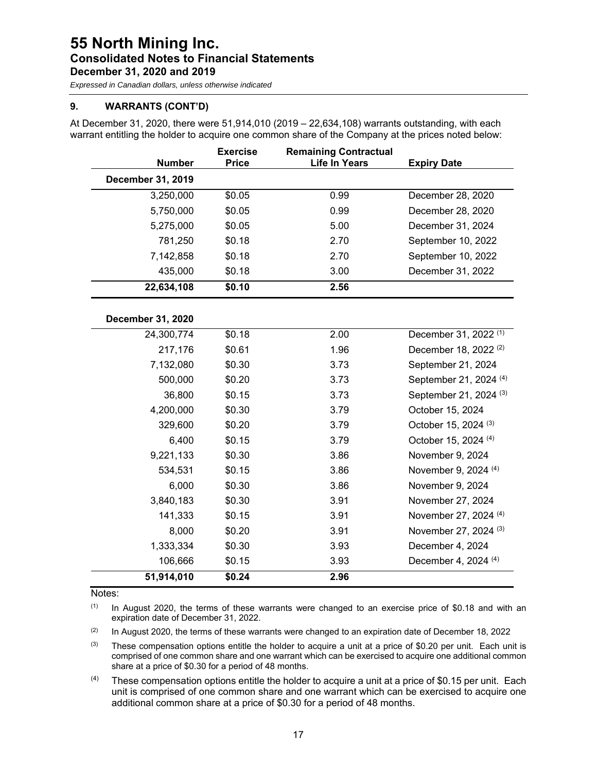## 9. WARRANTS (CONT'D)

At December 31, 2020, there were 51,914,010 (2019 – 22,634,108) warrants outstanding, with each warrant entitling the holder to acquire one common share of the Company at the prices noted below:

| Number | Exercise Price | Remaining Contractual Life In Years | Expiry Date |
|---|---|---|---|
| **December 31, 2019** | | | |
| 3,250,000 | $0.05 | 0.99 | December 28, 2020 |
| 5,750,000 | $0.05 | 0.99 | December 28, 2020 |
| 5,275,000 | $0.05 | 5.00 | December 31, 2024 |
| 781,250 | $0.18 | 2.70 | September 10, 2022 |
| 7,142,858 | $0.18 | 2.70 | September 10, 2022 |
| 435,000 | $0.18 | 3.00 | December 31, 2022 |
| **22,634,108** | **$0.10** | **2.56** | |
| | | | |
| **December 31, 2020** | | | |
| 24,300,774 | $0.18 | 2.00 | December 31, 2022 (1) |
| 217,176 | $0.61 | 1.96 | December 18, 2022 (2) |
| 7,132,080 | $0.30 | 3.73 | September 21, 2024 |
| 500,000 | $0.20 | 3.73 | September 21, 2024 (4) |
| 36,800 | $0.15 | 3.73 | September 21, 2024 (3) |
| 4,200,000 | $0.30 | 3.79 | October 15, 2024 |
| 329,600 | $0.20 | 3.79 | October 15, 2024 (3) |
| 6,400 | $0.15 | 3.79 | October 15, 2024 (4) |
| 9,221,133 | $0.30 | 3.86 | November 9, 2024 |
| 534,531 | $0.15 | 3.86 | November 9, 2024 (4) |
| 6,000 | $0.30 | 3.86 | November 9, 2024 |
| 3,840,183 | $0.30 | 3.91 | November 27, 2024 |
| 141,333 | $0.15 | 3.91 | November 27, 2024 (4) |
| 8,000 | $0.20 | 3.91 | November 27, 2024 (3) |
| 1,333,334 | $0.30 | 3.93 | December 4, 2024 |
| 106,666 | $0.15 | 3.93 | December 4, 2024 (4) |
| **51,914,010** | **$0.24** | **2.96** | |

Notes:

(1) In August 2020, the terms of these warrants were changed to an exercise price of $0.18 and with an expiration date of December 31, 2022.

(2) In August 2020, the terms of these warrants were changed to an expiration date of December 18, 2022

(3) These compensation options entitle the holder to acquire a unit at a price of $0.20 per unit. Each unit is comprised of one common share and one warrant which can be exercised to acquire one additional common share at a price of $0.30 for a period of 48 months.

(4) These compensation options entitle the holder to acquire a unit at a price of $0.15 per unit. Each unit is comprised of one common share and one warrant which can be exercised to acquire one additional common share at a price of $0.30 for a period of 48 months.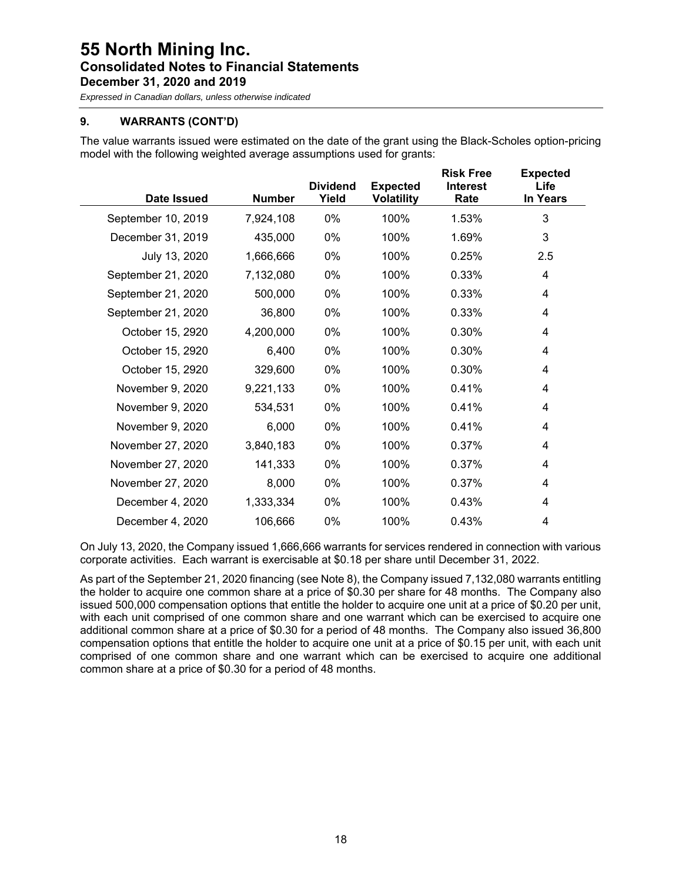## 9. WARRANTS (CONT'D)

The value warrants issued were estimated on the date of the grant using the Black-Scholes option-pricing model with the following weighted average assumptions used for grants:

| Date Issued | Number | Dividend Yield | Expected Volatility | Risk Free Interest Rate | Expected Life In Years |
|---|---|---|---|---|---|
| September 10, 2019 | 7,924,108 | 0% | 100% | 1.53% | 3 |
| December 31, 2019 | 435,000 | 0% | 100% | 1.69% | 3 |
| July 13, 2020 | 1,666,666 | 0% | 100% | 0.25% | 2.5 |
| September 21, 2020 | 7,132,080 | 0% | 100% | 0.33% | 4 |
| September 21, 2020 | 500,000 | 0% | 100% | 0.33% | 4 |
| September 21, 2020 | 36,800 | 0% | 100% | 0.33% | 4 |
| October 15, 2920 | 4,200,000 | 0% | 100% | 0.30% | 4 |
| October 15, 2920 | 6,400 | 0% | 100% | 0.30% | 4 |
| October 15, 2920 | 329,600 | 0% | 100% | 0.30% | 4 |
| November 9, 2020 | 9,221,133 | 0% | 100% | 0.41% | 4 |
| November 9, 2020 | 534,531 | 0% | 100% | 0.41% | 4 |
| November 9, 2020 | 6,000 | 0% | 100% | 0.41% | 4 |
| November 27, 2020 | 3,840,183 | 0% | 100% | 0.37% | 4 |
| November 27, 2020 | 141,333 | 0% | 100% | 0.37% | 4 |
| November 27, 2020 | 8,000 | 0% | 100% | 0.37% | 4 |
| December 4, 2020 | 1,333,334 | 0% | 100% | 0.43% | 4 |
| December 4, 2020 | 106,666 | 0% | 100% | 0.43% | 4 |

On July 13, 2020, the Company issued 1,666,666 warrants for services rendered in connection with various corporate activities. Each warrant is exercisable at $0.18 per share until December 31, 2022.

As part of the September 21, 2020 financing (see Note 8), the Company issued 7,132,080 warrants entitling the holder to acquire one common share at a price of $0.30 per share for 48 months. The Company also issued 500,000 compensation options that entitle the holder to acquire one unit at a price of $0.20 per unit, with each unit comprised of one common share and one warrant which can be exercised to acquire one additional common share at a price of $0.30 for a period of 48 months. The Company also issued 36,800 compensation options that entitle the holder to acquire one unit at a price of $0.15 per unit, with each unit comprised of one common share and one warrant which can be exercised to acquire one additional common share at a price of $0.30 for a period of 48 months.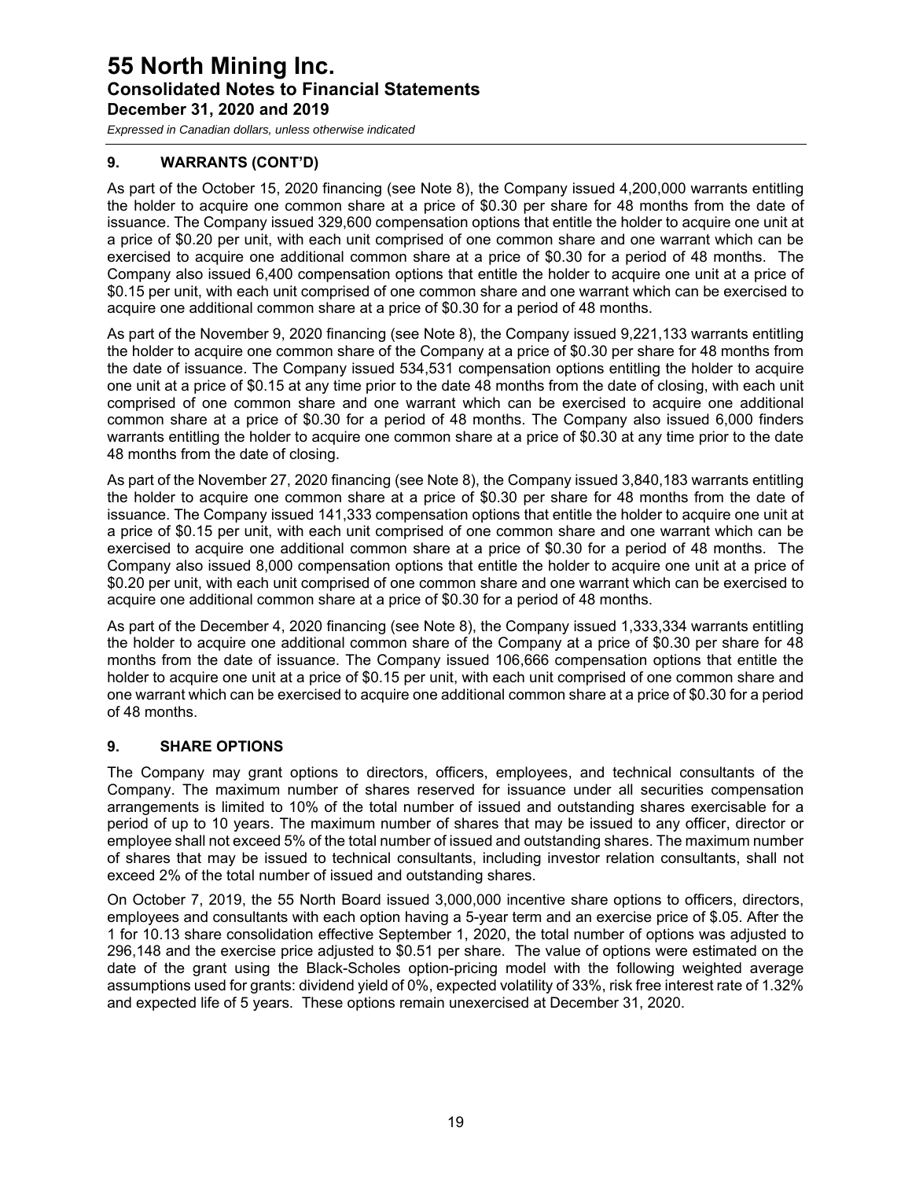## 9. WARRANTS (CONT'D)

As part of the October 15, 2020 financing (see Note 8), the Company issued 4,200,000 warrants entitling the holder to acquire one common share at a price of $0.30 per share for 48 months from the date of issuance. The Company issued 329,600 compensation options that entitle the holder to acquire one unit at a price of $0.20 per unit, with each unit comprised of one common share and one warrant which can be exercised to acquire one additional common share at a price of $0.30 for a period of 48 months. The Company also issued 6,400 compensation options that entitle the holder to acquire one unit at a price of $0.15 per unit, with each unit comprised of one common share and one warrant which can be exercised to acquire one additional common share at a price of $0.30 for a period of 48 months.

As part of the November 9, 2020 financing (see Note 8), the Company issued 9,221,133 warrants entitling the holder to acquire one common share of the Company at a price of $0.30 per share for 48 months from the date of issuance. The Company issued 534,531 compensation options entitling the holder to acquire one unit at a price of $0.15 at any time prior to the date 48 months from the date of closing, with each unit comprised of one common share and one warrant which can be exercised to acquire one additional common share at a price of $0.30 for a period of 48 months. The Company also issued 6,000 finders warrants entitling the holder to acquire one common share at a price of $0.30 at any time prior to the date 48 months from the date of closing.

As part of the November 27, 2020 financing (see Note 8), the Company issued 3,840,183 warrants entitling the holder to acquire one common share at a price of $0.30 per share for 48 months from the date of issuance. The Company issued 141,333 compensation options that entitle the holder to acquire one unit at a price of $0.15 per unit, with each unit comprised of one common share and one warrant which can be exercised to acquire one additional common share at a price of $0.30 for a period of 48 months. The Company also issued 8,000 compensation options that entitle the holder to acquire one unit at a price of $0.20 per unit, with each unit comprised of one common share and one warrant which can be exercised to acquire one additional common share at a price of $0.30 for a period of 48 months.

As part of the December 4, 2020 financing (see Note 8), the Company issued 1,333,334 warrants entitling the holder to acquire one additional common share of the Company at a price of $0.30 per share for 48 months from the date of issuance. The Company issued 106,666 compensation options that entitle the holder to acquire one unit at a price of $0.15 per unit, with each unit comprised of one common share and one warrant which can be exercised to acquire one additional common share at a price of $0.30 for a period of 48 months.

## 9. SHARE OPTIONS

The Company may grant options to directors, officers, employees, and technical consultants of the Company. The maximum number of shares reserved for issuance under all securities compensation arrangements is limited to 10% of the total number of issued and outstanding shares exercisable for a period of up to 10 years. The maximum number of shares that may be issued to any officer, director or employee shall not exceed 5% of the total number of issued and outstanding shares. The maximum number of shares that may be issued to technical consultants, including investor relation consultants, shall not exceed 2% of the total number of issued and outstanding shares.

On October 7, 2019, the 55 North Board issued 3,000,000 incentive share options to officers, directors, employees and consultants with each option having a 5-year term and an exercise price of $.05. After the 1 for 10.13 share consolidation effective September 1, 2020, the total number of options was adjusted to 296,148 and the exercise price adjusted to $0.51 per share. The value of options were estimated on the date of the grant using the Black-Scholes option-pricing model with the following weighted average assumptions used for grants: dividend yield of 0%, expected volatility of 33%, risk free interest rate of 1.32% and expected life of 5 years. These options remain unexercised at December 31, 2020.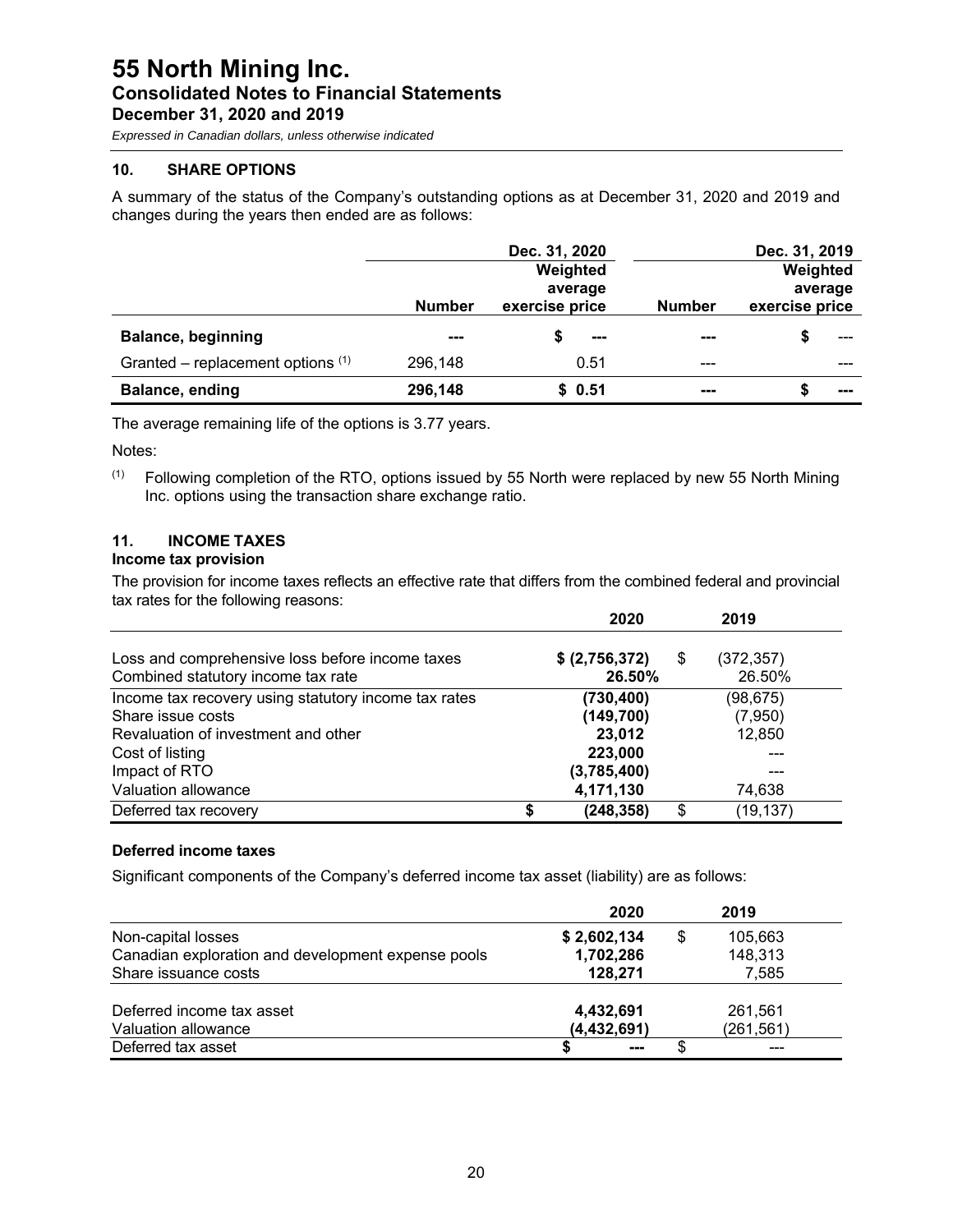# 55 North Mining Inc.
## Consolidated Notes to Financial Statements
### December 31, 2020 and 2019

*Expressed in Canadian dollars, unless otherwise indicated*

## 10. SHARE OPTIONS

A summary of the status of the Company's outstanding options as at December 31, 2020 and 2019 and changes during the years then ended are as follows:

| | Dec. 31, 2020 | | Dec. 31, 2019 | |
|---|---|---|---|---|
| | Number | Weighted average exercise price | Number | Weighted average exercise price |
| **Balance, beginning** | **---** | **$ ---** | **---** | **$ ---** |
| Granted – replacement options [(1)] | 296,148 | 0.51 | --- | --- |
| **Balance, ending** | **296,148** | **$ 0.51** | **---** | **$ ---** |

The average remaining life of the options is 3.77 years.

Notes:

(1) Following completion of the RTO, options issued by 55 North were replaced by new 55 North Mining Inc. options using the transaction share exchange ratio.

## 11. INCOME TAXES

### Income tax provision

The provision for income taxes reflects an effective rate that differs from the combined federal and provincial tax rates for the following reasons:

| | 2020 | 2019 |
|---|---|---|
| Loss and comprehensive loss before income taxes | **$ (2,756,372)** | $ (372,357) |
| Combined statutory income tax rate | **26.50%** | 26.50% |
| Income tax recovery using statutory income tax rates | **(730,400)** | (98,675) |
| Share issue costs | **(149,700)** | (7,950) |
| Revaluation of investment and other | **23,012** | 12,850 |
| Cost of listing | **223,000** | --- |
| Impact of RTO | **(3,785,400)** | --- |
| Valuation allowance | **4,171,130** | 74,638 |
| Deferred tax recovery | **$ (248,358)** | $ (19,137) |

### Deferred income taxes

Significant components of the Company's deferred income tax asset (liability) are as follows:

| | 2020 | 2019 |
|---|---|---|
| Non-capital losses | **$ 2,602,134** | $ 105,663 |
| Canadian exploration and development expense pools | **1,702,286** | 148,313 |
| Share issuance costs | **128,271** | 7,585 |
| Deferred income tax asset | **4,432,691** | 261,561 |
| Valuation allowance | **(4,432,691)** | (261,561) |
| Deferred tax asset | **$ ---** | $ --- |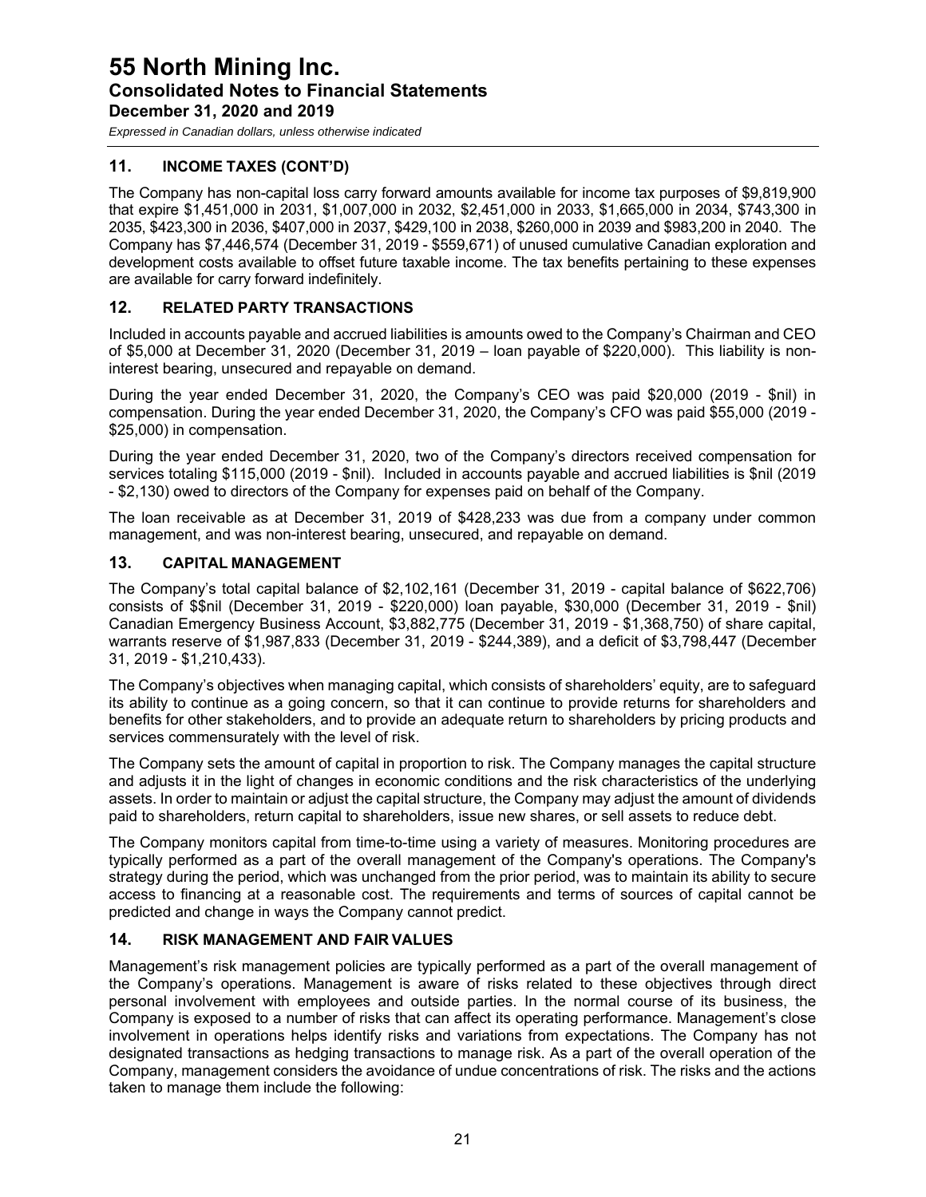## 11. INCOME TAXES (CONT'D)

The Company has non-capital loss carry forward amounts available for income tax purposes of $9,819,900 that expire $1,451,000 in 2031, $1,007,000 in 2032, $2,451,000 in 2033, $1,665,000 in 2034, $743,300 in 2035, $423,300 in 2036, $407,000 in 2037, $429,100 in 2038, $260,000 in 2039 and $983,200 in 2040. The Company has $7,446,574 (December 31, 2019 - $559,671) of unused cumulative Canadian exploration and development costs available to offset future taxable income. The tax benefits pertaining to these expenses are available for carry forward indefinitely.

## 12. RELATED PARTY TRANSACTIONS

Included in accounts payable and accrued liabilities is amounts owed to the Company's Chairman and CEO of $5,000 at December 31, 2020 (December 31, 2019 – loan payable of $220,000). This liability is non-interest bearing, unsecured and repayable on demand.

During the year ended December 31, 2020, the Company's CEO was paid $20,000 (2019 - $nil) in compensation. During the year ended December 31, 2020, the Company's CFO was paid $55,000 (2019 - $25,000) in compensation.

During the year ended December 31, 2020, two of the Company's directors received compensation for services totaling $115,000 (2019 - $nil). Included in accounts payable and accrued liabilities is $nil (2019 - $2,130) owed to directors of the Company for expenses paid on behalf of the Company.

The loan receivable as at December 31, 2019 of $428,233 was due from a company under common management, and was non-interest bearing, unsecured, and repayable on demand.

## 13. CAPITAL MANAGEMENT

The Company's total capital balance of $2,102,161 (December 31, 2019 - capital balance of $622,706) consists of $$nil (December 31, 2019 - $220,000) loan payable, $30,000 (December 31, 2019 - $nil) Canadian Emergency Business Account, $3,882,775 (December 31, 2019 - $1,368,750) of share capital, warrants reserve of $1,987,833 (December 31, 2019 - $244,389), and a deficit of $3,798,447 (December 31, 2019 - $1,210,433).

The Company's objectives when managing capital, which consists of shareholders' equity, are to safeguard its ability to continue as a going concern, so that it can continue to provide returns for shareholders and benefits for other stakeholders, and to provide an adequate return to shareholders by pricing products and services commensurately with the level of risk.

The Company sets the amount of capital in proportion to risk. The Company manages the capital structure and adjusts it in the light of changes in economic conditions and the risk characteristics of the underlying assets. In order to maintain or adjust the capital structure, the Company may adjust the amount of dividends paid to shareholders, return capital to shareholders, issue new shares, or sell assets to reduce debt.

The Company monitors capital from time-to-time using a variety of measures. Monitoring procedures are typically performed as a part of the overall management of the Company's operations. The Company's strategy during the period, which was unchanged from the prior period, was to maintain its ability to secure access to financing at a reasonable cost. The requirements and terms of sources of capital cannot be predicted and change in ways the Company cannot predict.

## 14. RISK MANAGEMENT AND FAIR VALUES

Management's risk management policies are typically performed as a part of the overall management of the Company's operations. Management is aware of risks related to these objectives through direct personal involvement with employees and outside parties. In the normal course of its business, the Company is exposed to a number of risks that can affect its operating performance. Management's close involvement in operations helps identify risks and variations from expectations. The Company has not designated transactions as hedging transactions to manage risk. As a part of the overall operation of the Company, management considers the avoidance of undue concentrations of risk. The risks and the actions taken to manage them include the following: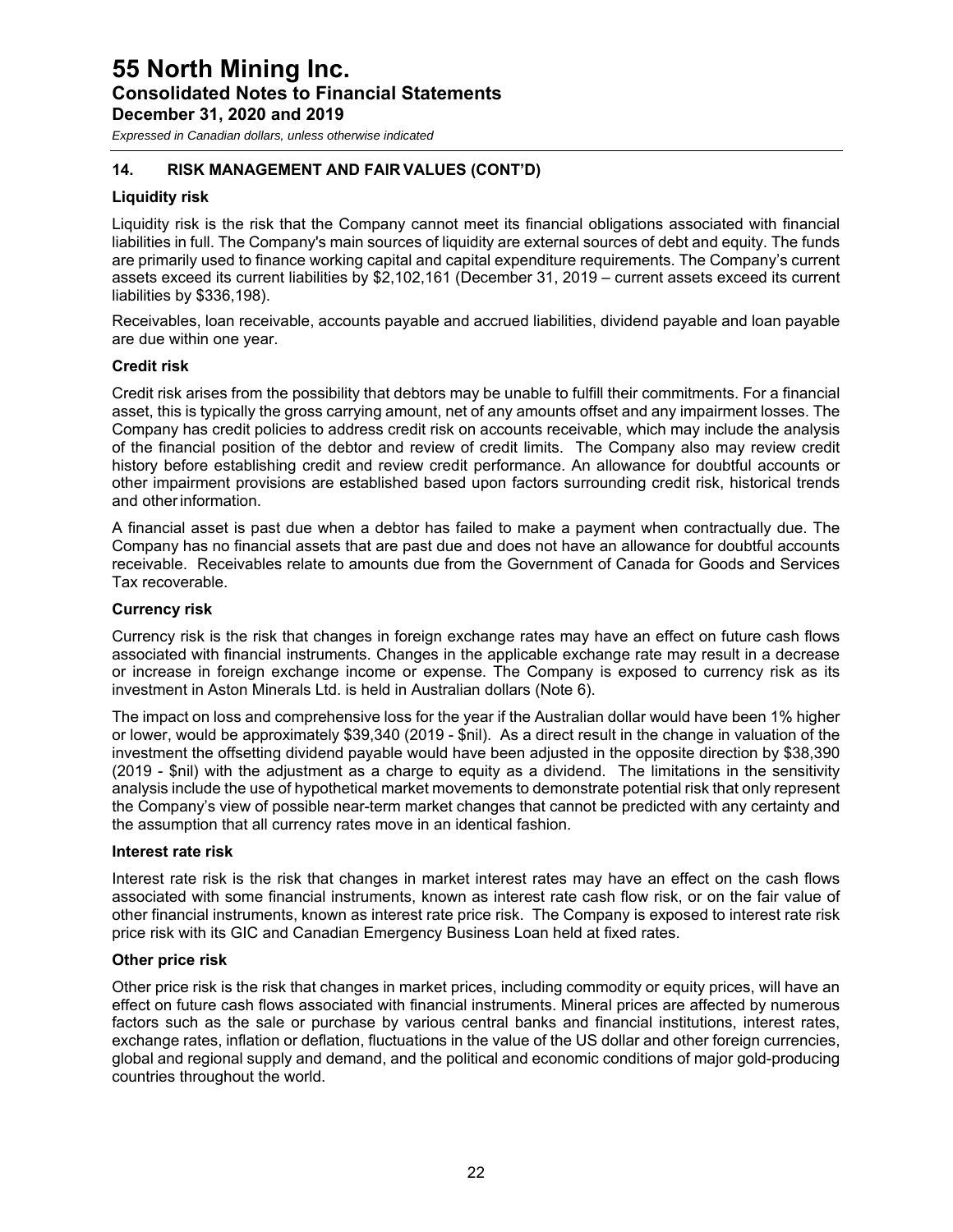### 14. RISK MANAGEMENT AND FAIR VALUES (CONT'D)

**Liquidity risk**

Liquidity risk is the risk that the Company cannot meet its financial obligations associated with financial liabilities in full. The Company's main sources of liquidity are external sources of debt and equity. The funds are primarily used to finance working capital and capital expenditure requirements. The Company's current assets exceed its current liabilities by $2,102,161 (December 31, 2019 – current assets exceed its current liabilities by $336,198).

Receivables, loan receivable, accounts payable and accrued liabilities, dividend payable and loan payable are due within one year.

**Credit risk**

Credit risk arises from the possibility that debtors may be unable to fulfill their commitments. For a financial asset, this is typically the gross carrying amount, net of any amounts offset and any impairment losses. The Company has credit policies to address credit risk on accounts receivable, which may include the analysis of the financial position of the debtor and review of credit limits. The Company also may review credit history before establishing credit and review credit performance. An allowance for doubtful accounts or other impairment provisions are established based upon factors surrounding credit risk, historical trends and other information.

A financial asset is past due when a debtor has failed to make a payment when contractually due. The Company has no financial assets that are past due and does not have an allowance for doubtful accounts receivable. Receivables relate to amounts due from the Government of Canada for Goods and Services Tax recoverable.

**Currency risk**

Currency risk is the risk that changes in foreign exchange rates may have an effect on future cash flows associated with financial instruments. Changes in the applicable exchange rate may result in a decrease or increase in foreign exchange income or expense. The Company is exposed to currency risk as its investment in Aston Minerals Ltd. is held in Australian dollars (Note 6).

The impact on loss and comprehensive loss for the year if the Australian dollar would have been 1% higher or lower, would be approximately $39,340 (2019 - $nil). As a direct result in the change in valuation of the investment the offsetting dividend payable would have been adjusted in the opposite direction by $38,390 (2019 - $nil) with the adjustment as a charge to equity as a dividend. The limitations in the sensitivity analysis include the use of hypothetical market movements to demonstrate potential risk that only represent the Company's view of possible near-term market changes that cannot be predicted with any certainty and the assumption that all currency rates move in an identical fashion.

**Interest rate risk**

Interest rate risk is the risk that changes in market interest rates may have an effect on the cash flows associated with some financial instruments, known as interest rate cash flow risk, or on the fair value of other financial instruments, known as interest rate price risk. The Company is exposed to interest rate risk price risk with its GIC and Canadian Emergency Business Loan held at fixed rates.

**Other price risk**

Other price risk is the risk that changes in market prices, including commodity or equity prices, will have an effect on future cash flows associated with financial instruments. Mineral prices are affected by numerous factors such as the sale or purchase by various central banks and financial institutions, interest rates, exchange rates, inflation or deflation, fluctuations in the value of the US dollar and other foreign currencies, global and regional supply and demand, and the political and economic conditions of major gold-producing countries throughout the world.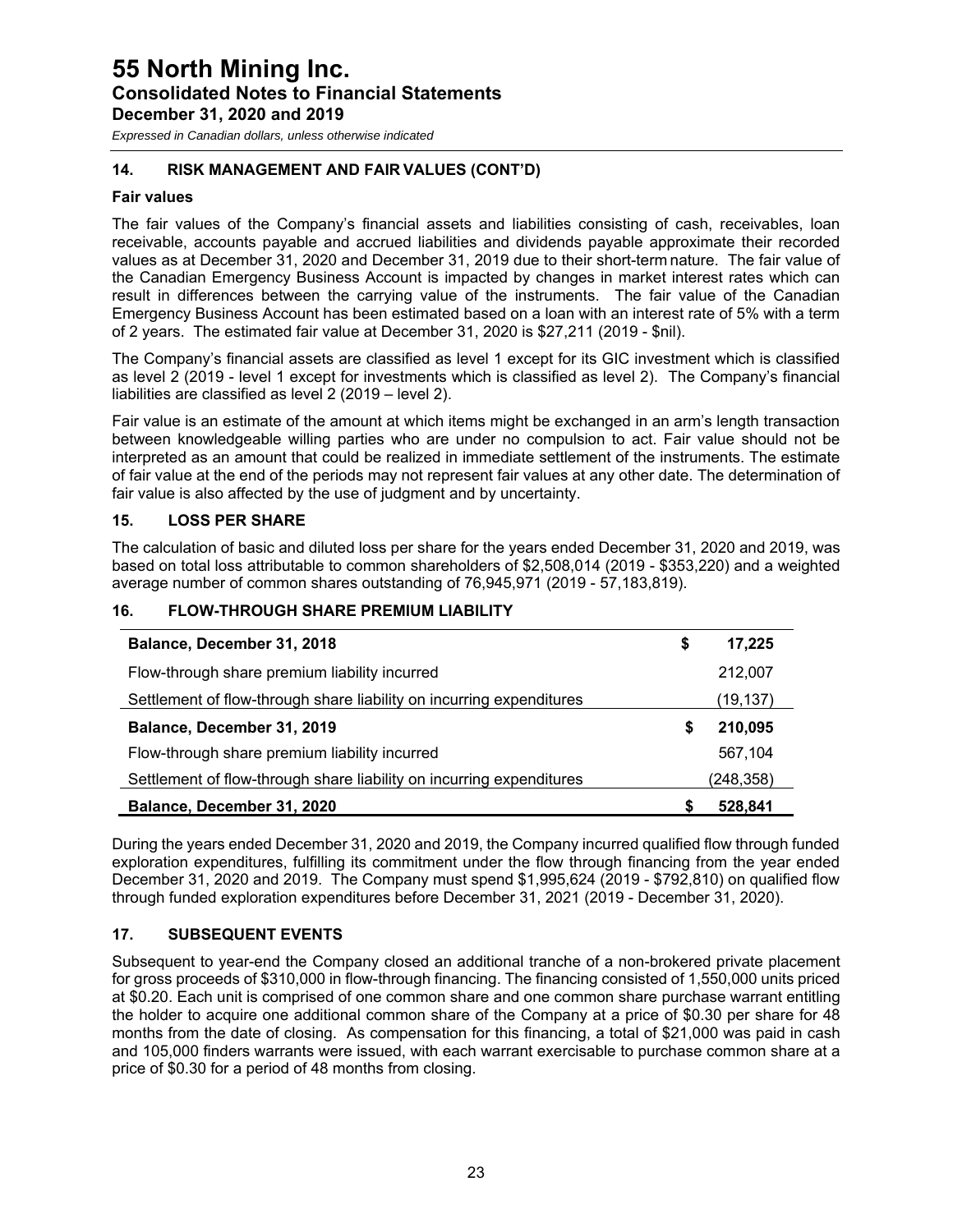## 14. RISK MANAGEMENT AND FAIR VALUES (CONT'D)

### Fair values

The fair values of the Company's financial assets and liabilities consisting of cash, receivables, loan receivable, accounts payable and accrued liabilities and dividends payable approximate their recorded values as at December 31, 2020 and December 31, 2019 due to their short-term nature. The fair value of the Canadian Emergency Business Account is impacted by changes in market interest rates which can result in differences between the carrying value of the instruments. The fair value of the Canadian Emergency Business Account has been estimated based on a loan with an interest rate of 5% with a term of 2 years. The estimated fair value at December 31, 2020 is $27,211 (2019 - $nil).

The Company's financial assets are classified as level 1 except for its GIC investment which is classified as level 2 (2019 - level 1 except for investments which is classified as level 2). The Company's financial liabilities are classified as level 2 (2019 – level 2).

Fair value is an estimate of the amount at which items might be exchanged in an arm's length transaction between knowledgeable willing parties who are under no compulsion to act. Fair value should not be interpreted as an amount that could be realized in immediate settlement of the instruments. The estimate of fair value at the end of the periods may not represent fair values at any other date. The determination of fair value is also affected by the use of judgment and by uncertainty.

## 15. LOSS PER SHARE

The calculation of basic and diluted loss per share for the years ended December 31, 2020 and 2019, was based on total loss attributable to common shareholders of $2,508,014 (2019 - $353,220) and a weighted average number of common shares outstanding of 76,945,971 (2019 - 57,183,819).

## 16. FLOW-THROUGH SHARE PREMIUM LIABILITY

| | |
|---|---|
| **Balance, December 31, 2018** | **$ 17,225** |
| Flow-through share premium liability incurred | 212,007 |
| Settlement of flow-through share liability on incurring expenditures | (19,137) |
| **Balance, December 31, 2019** | **$ 210,095** |
| Flow-through share premium liability incurred | 567,104 |
| Settlement of flow-through share liability on incurring expenditures | (248,358) |
| **Balance, December 31, 2020** | **$ 528,841** |

During the years ended December 31, 2020 and 2019, the Company incurred qualified flow through funded exploration expenditures, fulfilling its commitment under the flow through financing from the year ended December 31, 2020 and 2019. The Company must spend $1,995,624 (2019 - $792,810) on qualified flow through funded exploration expenditures before December 31, 2021 (2019 - December 31, 2020).

## 17. SUBSEQUENT EVENTS

Subsequent to year-end the Company closed an additional tranche of a non-brokered private placement for gross proceeds of $310,000 in flow-through financing. The financing consisted of 1,550,000 units priced at $0.20. Each unit is comprised of one common share and one common share purchase warrant entitling the holder to acquire one additional common share of the Company at a price of $0.30 per share for 48 months from the date of closing. As compensation for this financing, a total of $21,000 was paid in cash and 105,000 finders warrants were issued, with each warrant exercisable to purchase common share at a price of $0.30 for a period of 48 months from closing.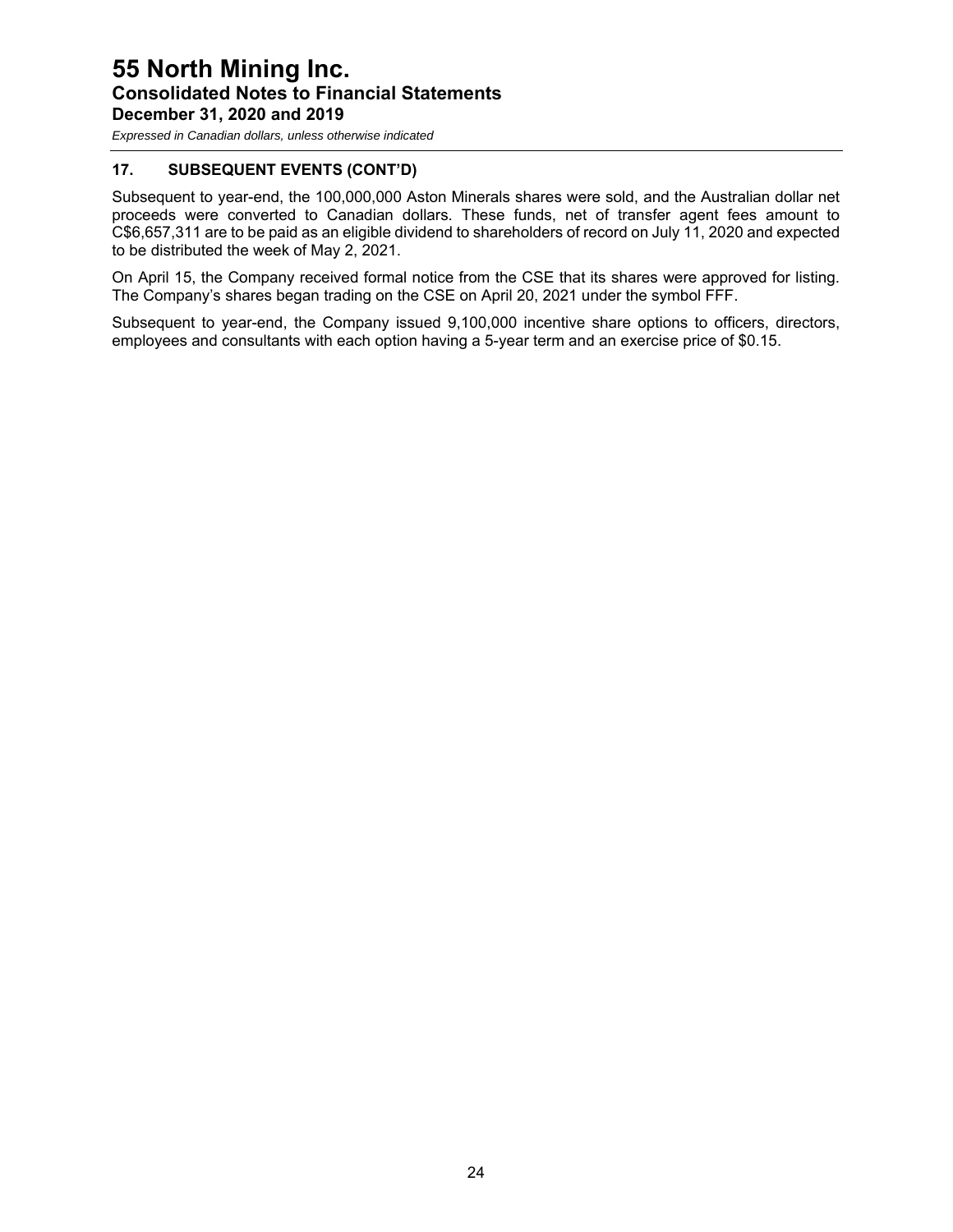## 17. SUBSEQUENT EVENTS (CONT'D)

Subsequent to year-end, the 100,000,000 Aston Minerals shares were sold, and the Australian dollar net proceeds were converted to Canadian dollars. These funds, net of transfer agent fees amount to C$6,657,311 are to be paid as an eligible dividend to shareholders of record on July 11, 2020 and expected to be distributed the week of May 2, 2021.

On April 15, the Company received formal notice from the CSE that its shares were approved for listing. The Company's shares began trading on the CSE on April 20, 2021 under the symbol FFF.

Subsequent to year-end, the Company issued 9,100,000 incentive share options to officers, directors, employees and consultants with each option having a 5-year term and an exercise price of $0.15.